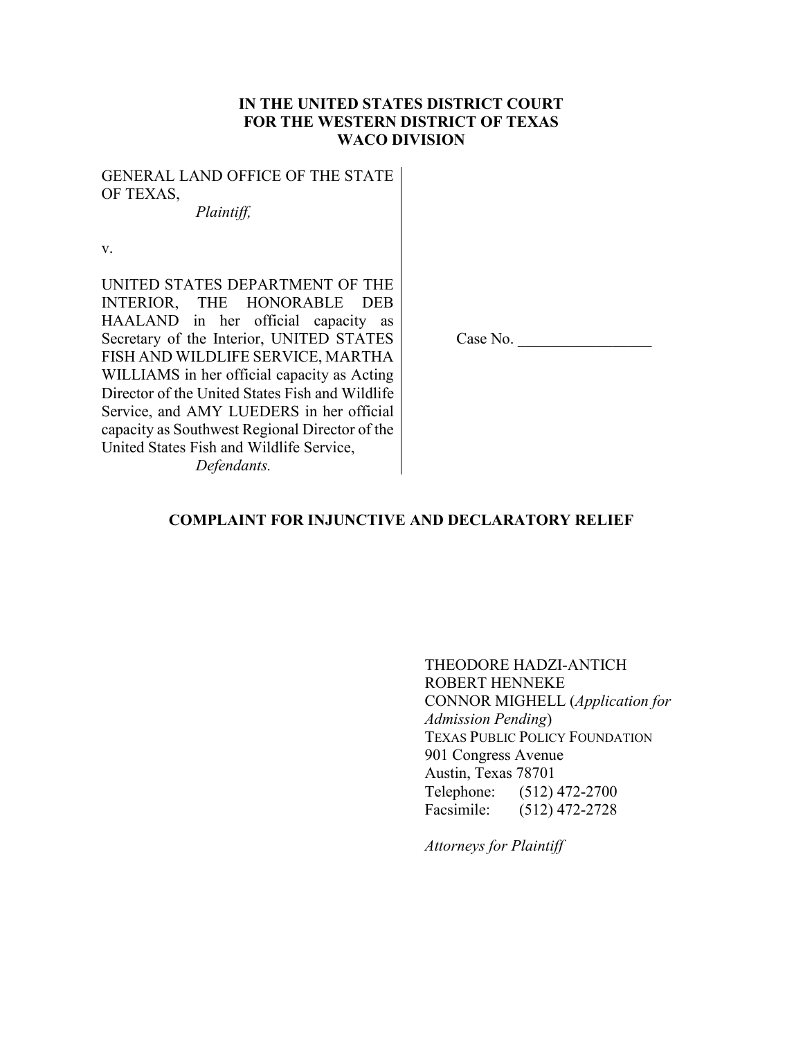**IN THE UNITED STATES DISTRICT COURT**
**FOR THE WESTERN DISTRICT OF TEXAS**
**WACO DIVISION**

GENERAL LAND OFFICE OF THE STATE OF TEXAS,
*Plaintiff,*

v.

UNITED STATES DEPARTMENT OF THE INTERIOR, THE HONORABLE DEB HAALAND in her official capacity as Secretary of the Interior, UNITED STATES FISH AND WILDLIFE SERVICE, MARTHA WILLIAMS in her official capacity as Acting Director of the United States Fish and Wildlife Service, and AMY LUEDERS in her official capacity as Southwest Regional Director of the United States Fish and Wildlife Service,
*Defendants.*

Case No. _________________

**COMPLAINT FOR INJUNCTIVE AND DECLARATORY RELIEF**

THEODORE HADZI-ANTICH
ROBERT HENNEKE
CONNOR MIGHELL (*Application for Admission Pending*)
TEXAS PUBLIC POLICY FOUNDATION
901 Congress Avenue
Austin, Texas 78701
Telephone: (512) 472-2700
Facsimile: (512) 472-2728

*Attorneys for Plaintiff*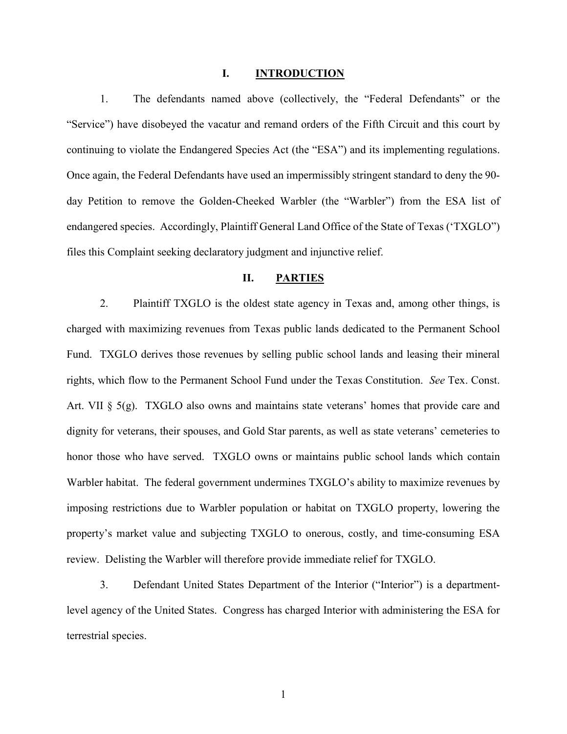## I. INTRODUCTION

1. The defendants named above (collectively, the "Federal Defendants" or the "Service") have disobeyed the vacatur and remand orders of the Fifth Circuit and this court by continuing to violate the Endangered Species Act (the "ESA") and its implementing regulations. Once again, the Federal Defendants have used an impermissibly stringent standard to deny the 90-day Petition to remove the Golden-Cheeked Warbler (the "Warbler") from the ESA list of endangered species. Accordingly, Plaintiff General Land Office of the State of Texas ('TXGLO") files this Complaint seeking declaratory judgment and injunctive relief.

## II. PARTIES

2. Plaintiff TXGLO is the oldest state agency in Texas and, among other things, is charged with maximizing revenues from Texas public lands dedicated to the Permanent School Fund. TXGLO derives those revenues by selling public school lands and leasing their mineral rights, which flow to the Permanent School Fund under the Texas Constitution. *See* Tex. Const. Art. VII § 5(g). TXGLO also owns and maintains state veterans' homes that provide care and dignity for veterans, their spouses, and Gold Star parents, as well as state veterans' cemeteries to honor those who have served. TXGLO owns or maintains public school lands which contain Warbler habitat. The federal government undermines TXGLO's ability to maximize revenues by imposing restrictions due to Warbler population or habitat on TXGLO property, lowering the property's market value and subjecting TXGLO to onerous, costly, and time-consuming ESA review. Delisting the Warbler will therefore provide immediate relief for TXGLO.

3. Defendant United States Department of the Interior ("Interior") is a department-level agency of the United States. Congress has charged Interior with administering the ESA for terrestrial species.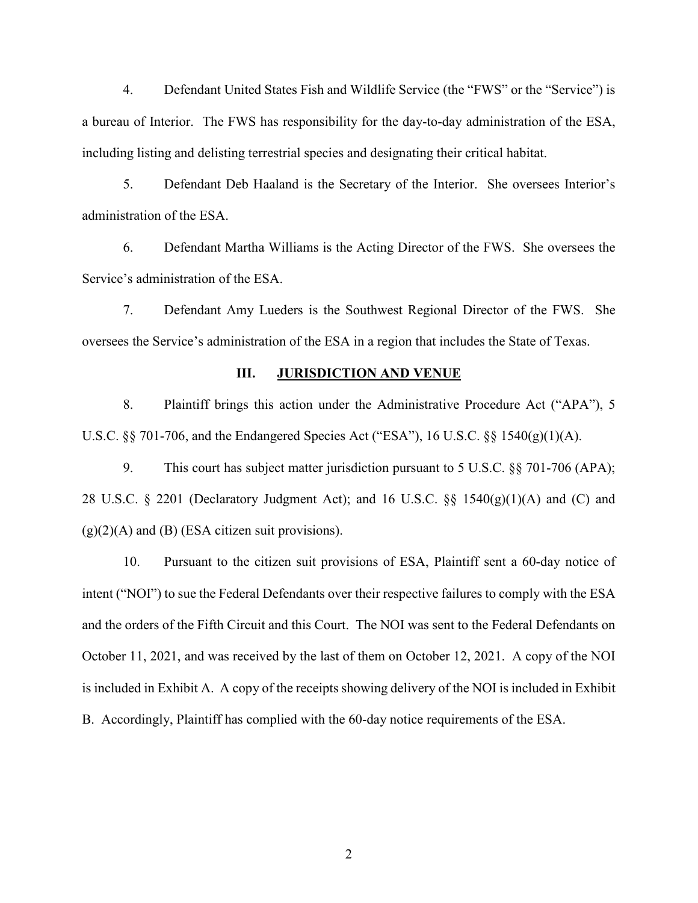4. Defendant United States Fish and Wildlife Service (the "FWS" or the "Service") is a bureau of Interior. The FWS has responsibility for the day-to-day administration of the ESA, including listing and delisting terrestrial species and designating their critical habitat.

5. Defendant Deb Haaland is the Secretary of the Interior. She oversees Interior's administration of the ESA.

6. Defendant Martha Williams is the Acting Director of the FWS. She oversees the Service's administration of the ESA.

7. Defendant Amy Lueders is the Southwest Regional Director of the FWS. She oversees the Service's administration of the ESA in a region that includes the State of Texas.

## III. <u>JURISDICTION AND VENUE</u>

8. Plaintiff brings this action under the Administrative Procedure Act ("APA"), 5 U.S.C. §§ 701-706, and the Endangered Species Act ("ESA"), 16 U.S.C. §§ 1540(g)(1)(A).

9. This court has subject matter jurisdiction pursuant to 5 U.S.C. §§ 701-706 (APA); 28 U.S.C. § 2201 (Declaratory Judgment Act); and 16 U.S.C. §§ 1540(g)(1)(A) and (C) and (g)(2)(A) and (B) (ESA citizen suit provisions).

10. Pursuant to the citizen suit provisions of ESA, Plaintiff sent a 60-day notice of intent ("NOI") to sue the Federal Defendants over their respective failures to comply with the ESA and the orders of the Fifth Circuit and this Court. The NOI was sent to the Federal Defendants on October 11, 2021, and was received by the last of them on October 12, 2021. A copy of the NOI is included in Exhibit A. A copy of the receipts showing delivery of the NOI is included in Exhibit B. Accordingly, Plaintiff has complied with the 60-day notice requirements of the ESA.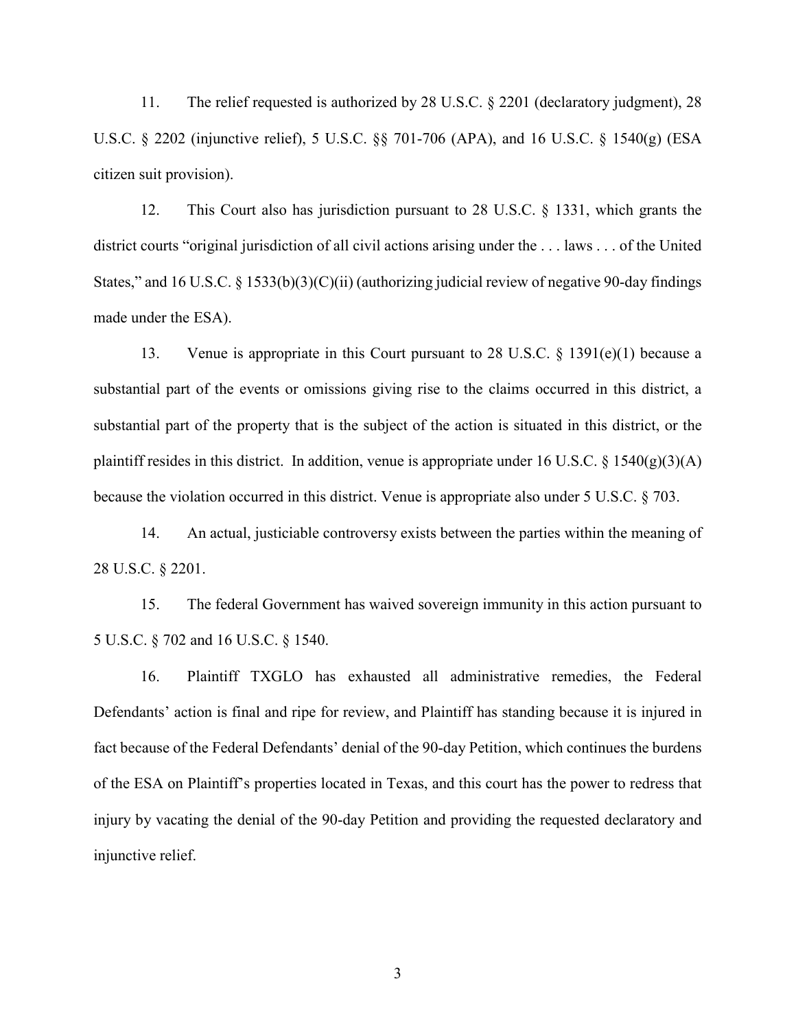11. The relief requested is authorized by 28 U.S.C. § 2201 (declaratory judgment), 28 U.S.C. § 2202 (injunctive relief), 5 U.S.C. §§ 701-706 (APA), and 16 U.S.C. § 1540(g) (ESA citizen suit provision).

12. This Court also has jurisdiction pursuant to 28 U.S.C. § 1331, which grants the district courts "original jurisdiction of all civil actions arising under the . . . laws . . . of the United States," and 16 U.S.C. § 1533(b)(3)(C)(ii) (authorizing judicial review of negative 90-day findings made under the ESA).

13. Venue is appropriate in this Court pursuant to 28 U.S.C. § 1391(e)(1) because a substantial part of the events or omissions giving rise to the claims occurred in this district, a substantial part of the property that is the subject of the action is situated in this district, or the plaintiff resides in this district. In addition, venue is appropriate under 16 U.S.C. § 1540(g)(3)(A) because the violation occurred in this district. Venue is appropriate also under 5 U.S.C. § 703.

14. An actual, justiciable controversy exists between the parties within the meaning of 28 U.S.C. § 2201.

15. The federal Government has waived sovereign immunity in this action pursuant to 5 U.S.C. § 702 and 16 U.S.C. § 1540.

16. Plaintiff TXGLO has exhausted all administrative remedies, the Federal Defendants' action is final and ripe for review, and Plaintiff has standing because it is injured in fact because of the Federal Defendants' denial of the 90-day Petition, which continues the burdens of the ESA on Plaintiff's properties located in Texas, and this court has the power to redress that injury by vacating the denial of the 90-day Petition and providing the requested declaratory and injunctive relief.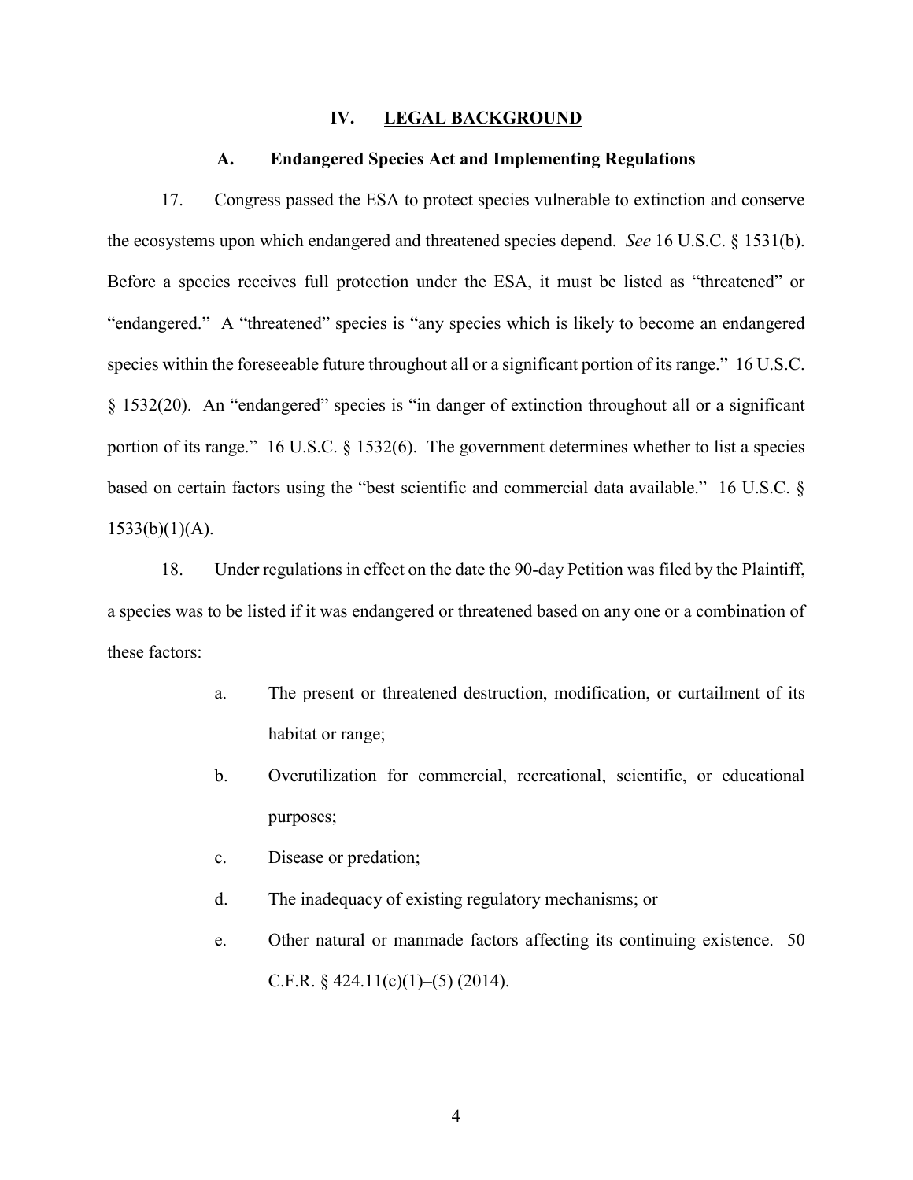## IV. LEGAL BACKGROUND

### A. Endangered Species Act and Implementing Regulations

17. Congress passed the ESA to protect species vulnerable to extinction and conserve the ecosystems upon which endangered and threatened species depend. *See* 16 U.S.C. § 1531(b). Before a species receives full protection under the ESA, it must be listed as "threatened" or "endangered." A "threatened" species is "any species which is likely to become an endangered species within the foreseeable future throughout all or a significant portion of its range." 16 U.S.C. § 1532(20). An "endangered" species is "in danger of extinction throughout all or a significant portion of its range." 16 U.S.C. § 1532(6). The government determines whether to list a species based on certain factors using the "best scientific and commercial data available." 16 U.S.C. § 1533(b)(1)(A).

18. Under regulations in effect on the date the 90-day Petition was filed by the Plaintiff, a species was to be listed if it was endangered or threatened based on any one or a combination of these factors:

a. The present or threatened destruction, modification, or curtailment of its habitat or range;

b. Overutilization for commercial, recreational, scientific, or educational purposes;

c. Disease or predation;

d. The inadequacy of existing regulatory mechanisms; or

e. Other natural or manmade factors affecting its continuing existence. 50 C.F.R. § 424.11(c)(1)–(5) (2014).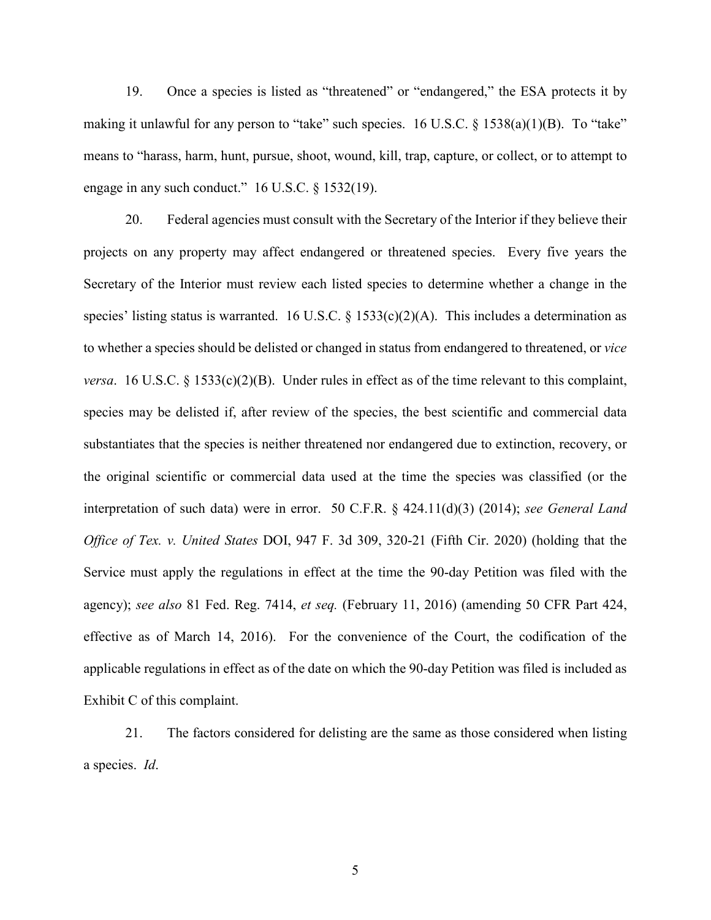19. Once a species is listed as "threatened" or "endangered," the ESA protects it by making it unlawful for any person to "take" such species. 16 U.S.C. § 1538(a)(1)(B). To "take" means to "harass, harm, hunt, pursue, shoot, wound, kill, trap, capture, or collect, or to attempt to engage in any such conduct." 16 U.S.C. § 1532(19).

20. Federal agencies must consult with the Secretary of the Interior if they believe their projects on any property may affect endangered or threatened species. Every five years the Secretary of the Interior must review each listed species to determine whether a change in the species' listing status is warranted. 16 U.S.C. § 1533(c)(2)(A). This includes a determination as to whether a species should be delisted or changed in status from endangered to threatened, or *vice versa*. 16 U.S.C. § 1533(c)(2)(B). Under rules in effect as of the time relevant to this complaint, species may be delisted if, after review of the species, the best scientific and commercial data substantiates that the species is neither threatened nor endangered due to extinction, recovery, or the original scientific or commercial data used at the time the species was classified (or the interpretation of such data) were in error. 50 C.F.R. § 424.11(d)(3) (2014); *see General Land Office of Tex. v. United States* DOI, 947 F. 3d 309, 320-21 (Fifth Cir. 2020) (holding that the Service must apply the regulations in effect at the time the 90-day Petition was filed with the agency); *see also* 81 Fed. Reg. 7414, *et seq.* (February 11, 2016) (amending 50 CFR Part 424, effective as of March 14, 2016). For the convenience of the Court, the codification of the applicable regulations in effect as of the date on which the 90-day Petition was filed is included as Exhibit C of this complaint.

21. The factors considered for delisting are the same as those considered when listing a species. *Id*.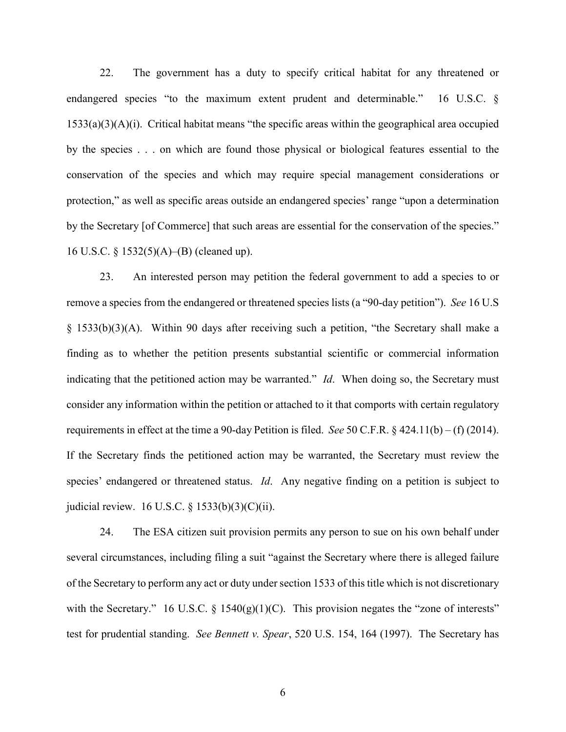22. The government has a duty to specify critical habitat for any threatened or endangered species "to the maximum extent prudent and determinable." 16 U.S.C. § 1533(a)(3)(A)(i). Critical habitat means "the specific areas within the geographical area occupied by the species . . . on which are found those physical or biological features essential to the conservation of the species and which may require special management considerations or protection," as well as specific areas outside an endangered species' range "upon a determination by the Secretary [of Commerce] that such areas are essential for the conservation of the species." 16 U.S.C. § 1532(5)(A)–(B) (cleaned up).

23. An interested person may petition the federal government to add a species to or remove a species from the endangered or threatened species lists (a "90-day petition"). *See* 16 U.S § 1533(b)(3)(A). Within 90 days after receiving such a petition, "the Secretary shall make a finding as to whether the petition presents substantial scientific or commercial information indicating that the petitioned action may be warranted." *Id*. When doing so, the Secretary must consider any information within the petition or attached to it that comports with certain regulatory requirements in effect at the time a 90-day Petition is filed. *See* 50 C.F.R. § 424.11(b) – (f) (2014). If the Secretary finds the petitioned action may be warranted, the Secretary must review the species' endangered or threatened status. *Id*. Any negative finding on a petition is subject to judicial review. 16 U.S.C. § 1533(b)(3)(C)(ii).

24. The ESA citizen suit provision permits any person to sue on his own behalf under several circumstances, including filing a suit "against the Secretary where there is alleged failure of the Secretary to perform any act or duty under section 1533 of this title which is not discretionary with the Secretary." 16 U.S.C. § 1540(g)(1)(C). This provision negates the "zone of interests" test for prudential standing. *See Bennett v. Spear*, 520 U.S. 154, 164 (1997). The Secretary has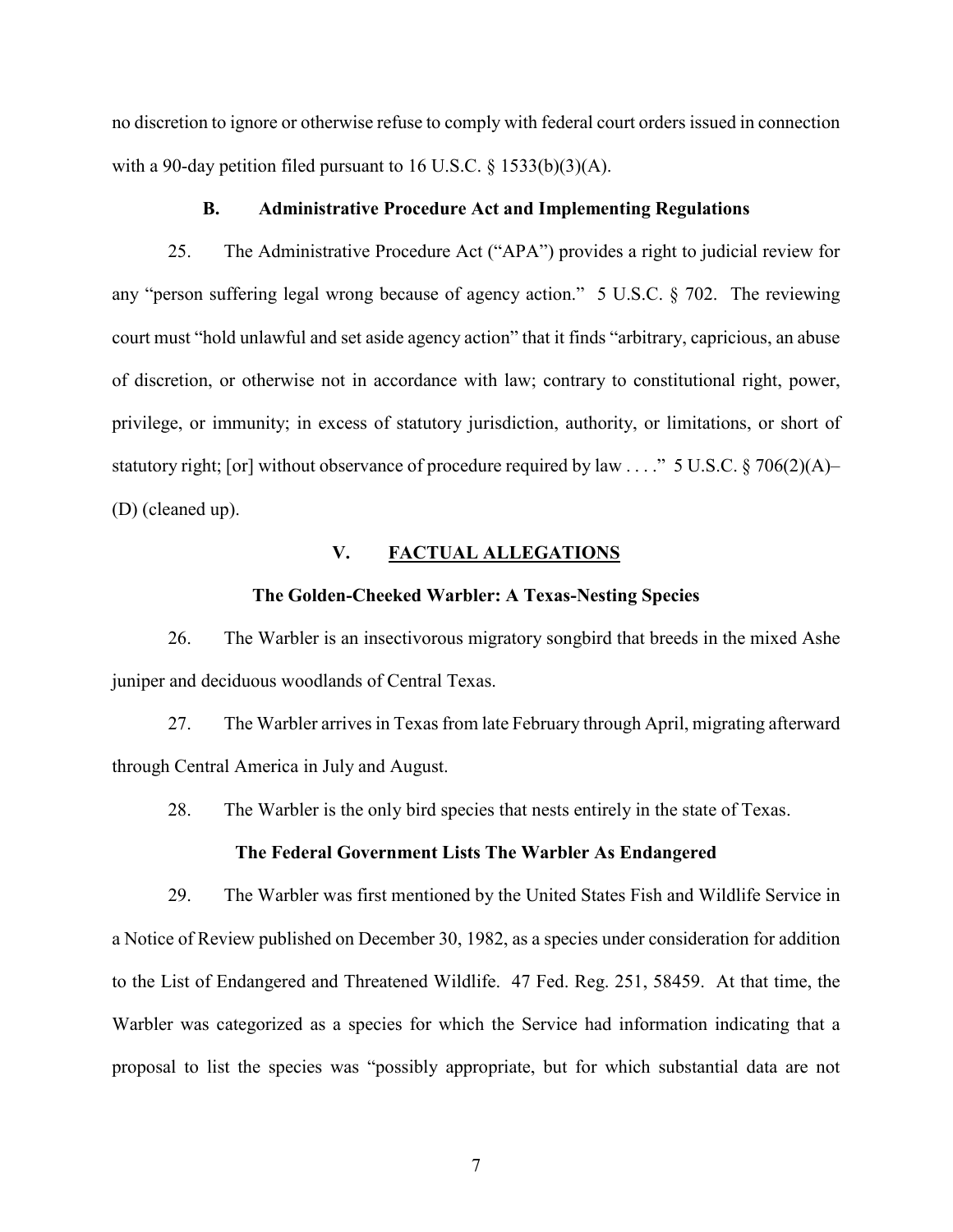no discretion to ignore or otherwise refuse to comply with federal court orders issued in connection with a 90-day petition filed pursuant to 16 U.S.C. § 1533(b)(3)(A).

### B. Administrative Procedure Act and Implementing Regulations

25. The Administrative Procedure Act ("APA") provides a right to judicial review for any "person suffering legal wrong because of agency action." 5 U.S.C. § 702. The reviewing court must "hold unlawful and set aside agency action" that it finds "arbitrary, capricious, an abuse of discretion, or otherwise not in accordance with law; contrary to constitutional right, power, privilege, or immunity; in excess of statutory jurisdiction, authority, or limitations, or short of statutory right; [or] without observance of procedure required by law . . . ." 5 U.S.C. § 706(2)(A)–(D) (cleaned up).

## V. FACTUAL ALLEGATIONS

### The Golden-Cheeked Warbler: A Texas-Nesting Species

26. The Warbler is an insectivorous migratory songbird that breeds in the mixed Ashe juniper and deciduous woodlands of Central Texas.

27. The Warbler arrives in Texas from late February through April, migrating afterward through Central America in July and August.

28. The Warbler is the only bird species that nests entirely in the state of Texas.

### The Federal Government Lists The Warbler As Endangered

29. The Warbler was first mentioned by the United States Fish and Wildlife Service in a Notice of Review published on December 30, 1982, as a species under consideration for addition to the List of Endangered and Threatened Wildlife. 47 Fed. Reg. 251, 58459. At that time, the Warbler was categorized as a species for which the Service had information indicating that a proposal to list the species was "possibly appropriate, but for which substantial data are not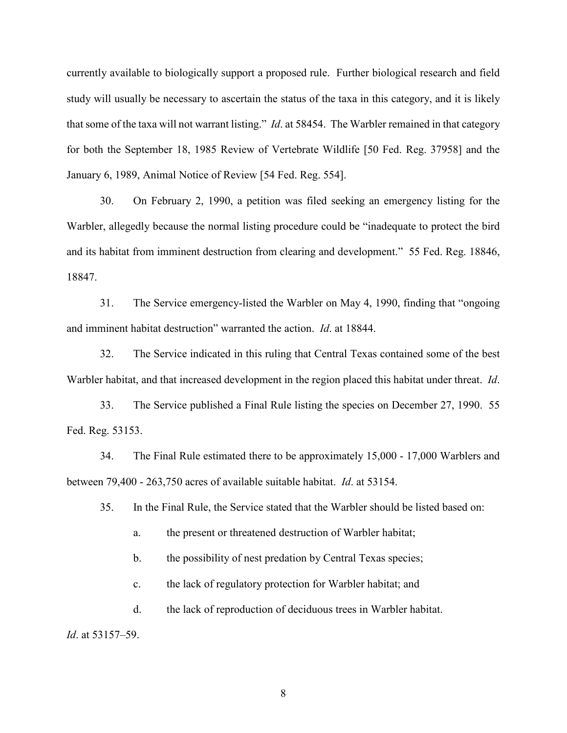currently available to biologically support a proposed rule. Further biological research and field study will usually be necessary to ascertain the status of the taxa in this category, and it is likely that some of the taxa will not warrant listing." *Id*. at 58454. The Warbler remained in that category for both the September 18, 1985 Review of Vertebrate Wildlife [50 Fed. Reg. 37958] and the January 6, 1989, Animal Notice of Review [54 Fed. Reg. 554].

30. On February 2, 1990, a petition was filed seeking an emergency listing for the Warbler, allegedly because the normal listing procedure could be "inadequate to protect the bird and its habitat from imminent destruction from clearing and development." 55 Fed. Reg. 18846, 18847.

31. The Service emergency-listed the Warbler on May 4, 1990, finding that "ongoing and imminent habitat destruction" warranted the action. *Id*. at 18844.

32. The Service indicated in this ruling that Central Texas contained some of the best Warbler habitat, and that increased development in the region placed this habitat under threat. *Id*.

33. The Service published a Final Rule listing the species on December 27, 1990. 55 Fed. Reg. 53153.

34. The Final Rule estimated there to be approximately 15,000 - 17,000 Warblers and between 79,400 - 263,750 acres of available suitable habitat. *Id*. at 53154.

35. In the Final Rule, the Service stated that the Warbler should be listed based on:

a. the present or threatened destruction of Warbler habitat;

b. the possibility of nest predation by Central Texas species;

c. the lack of regulatory protection for Warbler habitat; and

d. the lack of reproduction of deciduous trees in Warbler habitat.

*Id*. at 53157–59.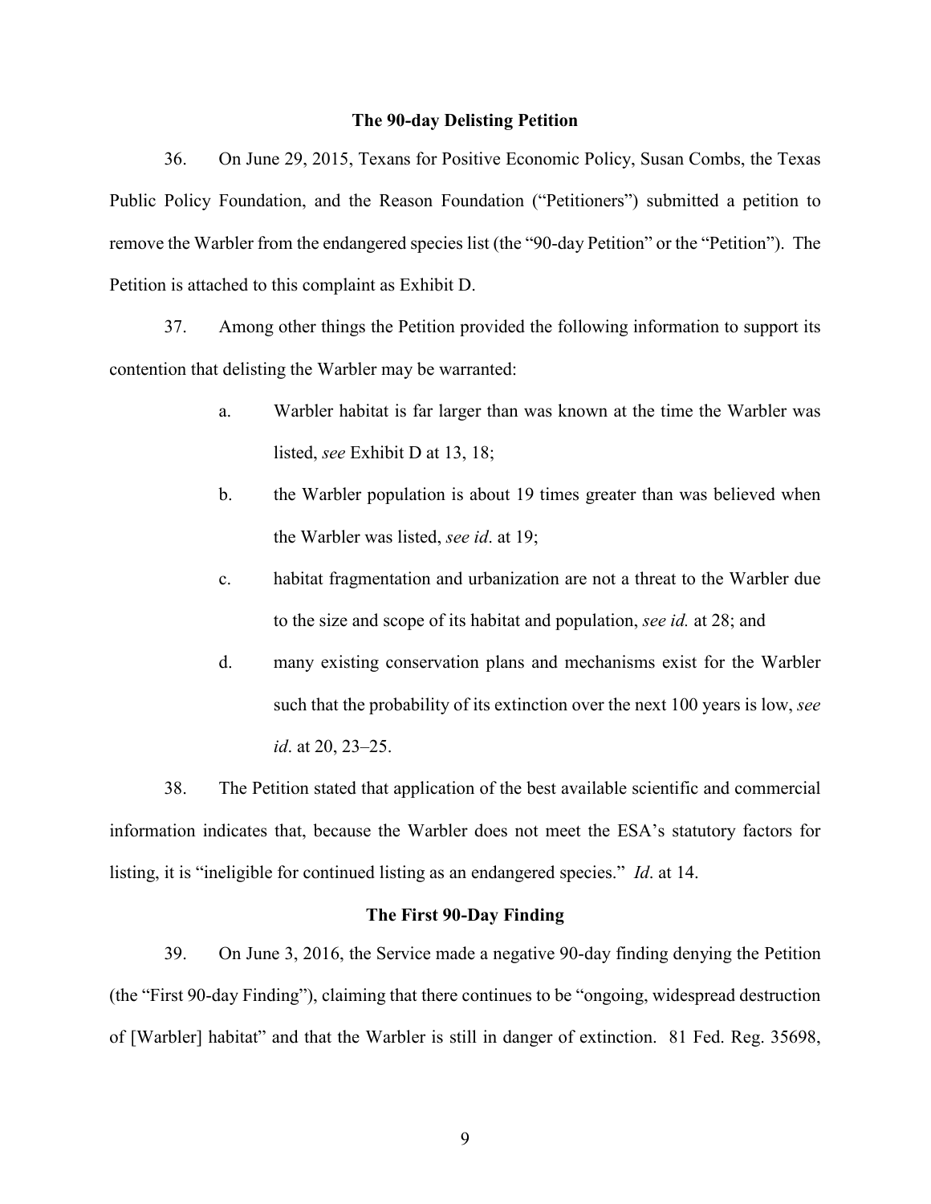## The 90-day Delisting Petition

36. On June 29, 2015, Texans for Positive Economic Policy, Susan Combs, the Texas Public Policy Foundation, and the Reason Foundation ("Petitioners") submitted a petition to remove the Warbler from the endangered species list (the "90-day Petition" or the "Petition"). The Petition is attached to this complaint as Exhibit D.

37. Among other things the Petition provided the following information to support its contention that delisting the Warbler may be warranted:

a. Warbler habitat is far larger than was known at the time the Warbler was listed, *see* Exhibit D at 13, 18;

b. the Warbler population is about 19 times greater than was believed when the Warbler was listed, *see id*. at 19;

c. habitat fragmentation and urbanization are not a threat to the Warbler due to the size and scope of its habitat and population, *see id.* at 28; and

d. many existing conservation plans and mechanisms exist for the Warbler such that the probability of its extinction over the next 100 years is low, *see id*. at 20, 23–25.

38. The Petition stated that application of the best available scientific and commercial information indicates that, because the Warbler does not meet the ESA's statutory factors for listing, it is "ineligible for continued listing as an endangered species." *Id*. at 14.

## The First 90-Day Finding

39. On June 3, 2016, the Service made a negative 90-day finding denying the Petition (the "First 90-day Finding"), claiming that there continues to be "ongoing, widespread destruction of [Warbler] habitat" and that the Warbler is still in danger of extinction. 81 Fed. Reg. 35698,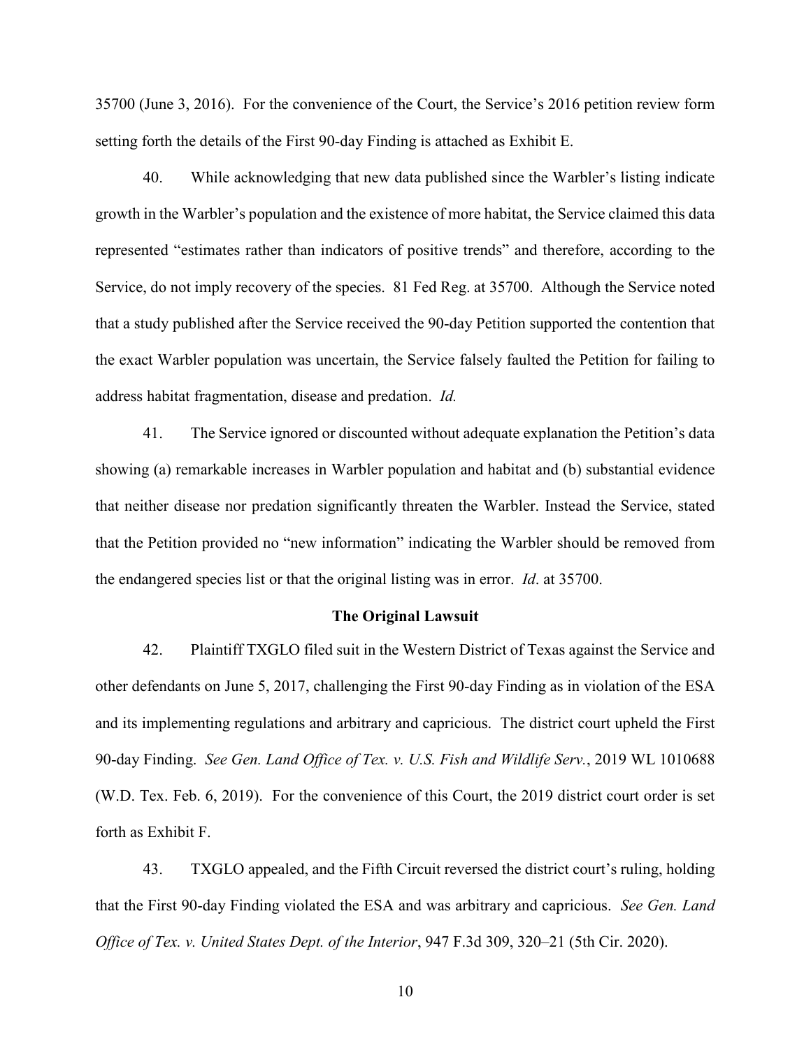35700 (June 3, 2016). For the convenience of the Court, the Service's 2016 petition review form setting forth the details of the First 90-day Finding is attached as Exhibit E.

40. While acknowledging that new data published since the Warbler's listing indicate growth in the Warbler's population and the existence of more habitat, the Service claimed this data represented "estimates rather than indicators of positive trends" and therefore, according to the Service, do not imply recovery of the species. 81 Fed Reg. at 35700. Although the Service noted that a study published after the Service received the 90-day Petition supported the contention that the exact Warbler population was uncertain, the Service falsely faulted the Petition for failing to address habitat fragmentation, disease and predation. *Id.*

41. The Service ignored or discounted without adequate explanation the Petition's data showing (a) remarkable increases in Warbler population and habitat and (b) substantial evidence that neither disease nor predation significantly threaten the Warbler. Instead the Service, stated that the Petition provided no "new information" indicating the Warbler should be removed from the endangered species list or that the original listing was in error. *Id*. at 35700.

**The Original Lawsuit**

42. Plaintiff TXGLO filed suit in the Western District of Texas against the Service and other defendants on June 5, 2017, challenging the First 90-day Finding as in violation of the ESA and its implementing regulations and arbitrary and capricious. The district court upheld the First 90-day Finding. *See Gen. Land Office of Tex. v. U.S. Fish and Wildlife Serv.*, 2019 WL 1010688 (W.D. Tex. Feb. 6, 2019). For the convenience of this Court, the 2019 district court order is set forth as Exhibit F.

43. TXGLO appealed, and the Fifth Circuit reversed the district court's ruling, holding that the First 90-day Finding violated the ESA and was arbitrary and capricious. *See Gen. Land Office of Tex. v. United States Dept. of the Interior*, 947 F.3d 309, 320–21 (5th Cir. 2020).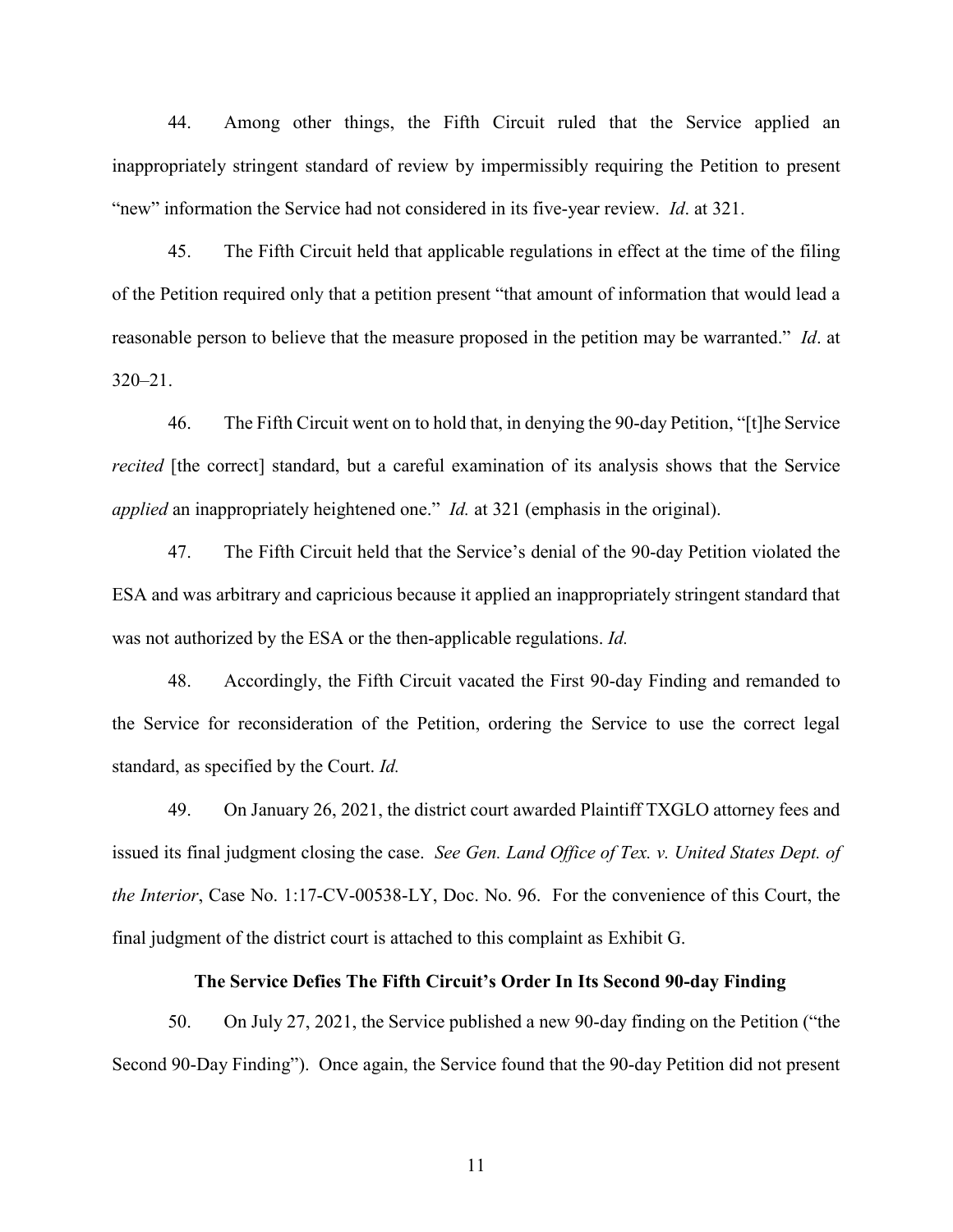44. Among other things, the Fifth Circuit ruled that the Service applied an inappropriately stringent standard of review by impermissibly requiring the Petition to present "new" information the Service had not considered in its five-year review. *Id*. at 321.

45. The Fifth Circuit held that applicable regulations in effect at the time of the filing of the Petition required only that a petition present "that amount of information that would lead a reasonable person to believe that the measure proposed in the petition may be warranted." *Id*. at 320–21.

46. The Fifth Circuit went on to hold that, in denying the 90-day Petition, "[t]he Service *recited* [the correct] standard, but a careful examination of its analysis shows that the Service *applied* an inappropriately heightened one." *Id.* at 321 (emphasis in the original).

47. The Fifth Circuit held that the Service's denial of the 90-day Petition violated the ESA and was arbitrary and capricious because it applied an inappropriately stringent standard that was not authorized by the ESA or the then-applicable regulations. *Id.*

48. Accordingly, the Fifth Circuit vacated the First 90-day Finding and remanded to the Service for reconsideration of the Petition, ordering the Service to use the correct legal standard, as specified by the Court. *Id.*

49. On January 26, 2021, the district court awarded Plaintiff TXGLO attorney fees and issued its final judgment closing the case. *See Gen. Land Office of Tex. v. United States Dept. of the Interior*, Case No. 1:17-CV-00538-LY, Doc. No. 96. For the convenience of this Court, the final judgment of the district court is attached to this complaint as Exhibit G.

**The Service Defies The Fifth Circuit's Order In Its Second 90-day Finding**

50. On July 27, 2021, the Service published a new 90-day finding on the Petition ("the Second 90-Day Finding"). Once again, the Service found that the 90-day Petition did not present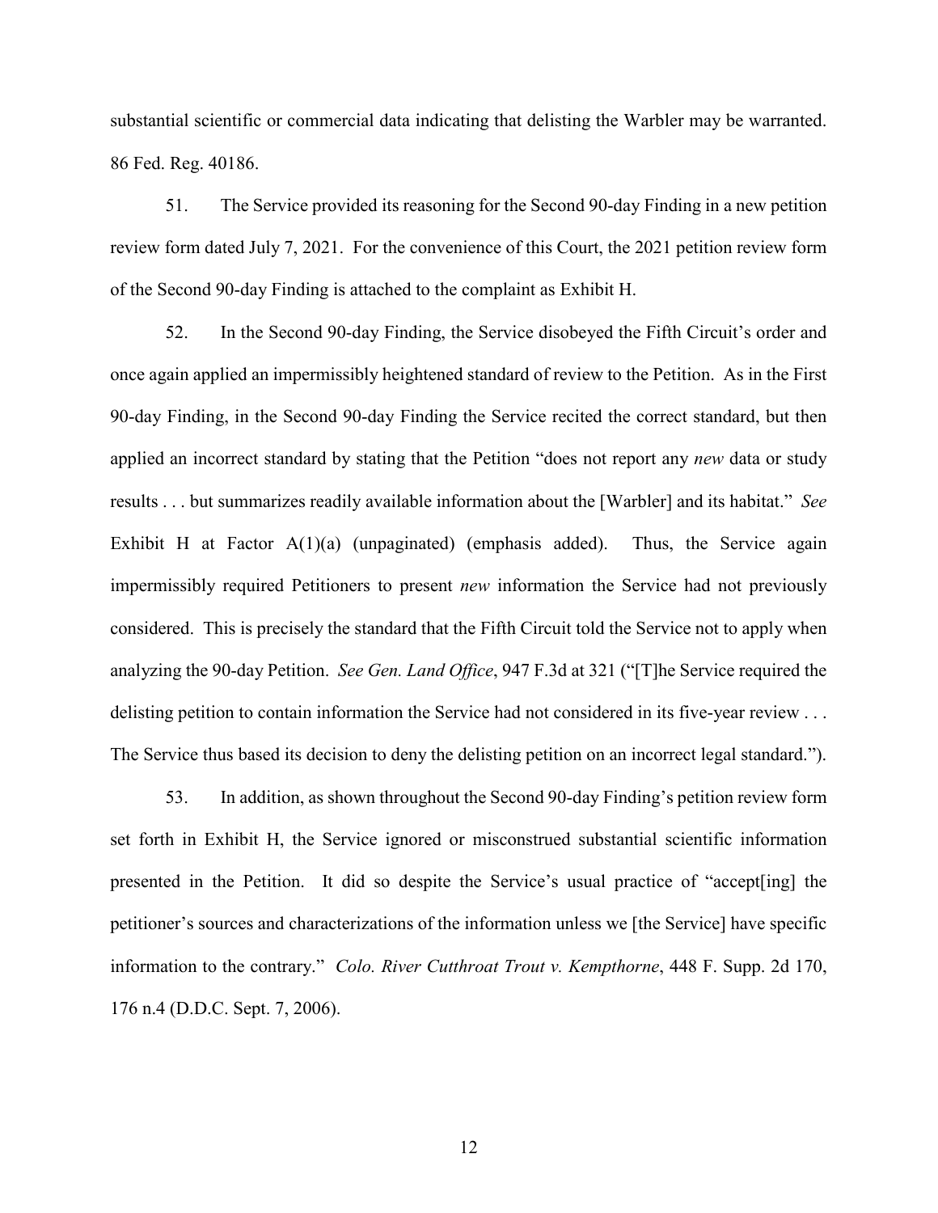substantial scientific or commercial data indicating that delisting the Warbler may be warranted. 86 Fed. Reg. 40186.

51. The Service provided its reasoning for the Second 90-day Finding in a new petition review form dated July 7, 2021. For the convenience of this Court, the 2021 petition review form of the Second 90-day Finding is attached to the complaint as Exhibit H.

52. In the Second 90-day Finding, the Service disobeyed the Fifth Circuit's order and once again applied an impermissibly heightened standard of review to the Petition. As in the First 90-day Finding, in the Second 90-day Finding the Service recited the correct standard, but then applied an incorrect standard by stating that the Petition "does not report any *new* data or study results . . . but summarizes readily available information about the [Warbler] and its habitat." *See* Exhibit H at Factor A(1)(a) (unpaginated) (emphasis added). Thus, the Service again impermissibly required Petitioners to present *new* information the Service had not previously considered. This is precisely the standard that the Fifth Circuit told the Service not to apply when analyzing the 90-day Petition. *See Gen. Land Office*, 947 F.3d at 321 ("[T]he Service required the delisting petition to contain information the Service had not considered in its five-year review . . . The Service thus based its decision to deny the delisting petition on an incorrect legal standard.").

53. In addition, as shown throughout the Second 90-day Finding's petition review form set forth in Exhibit H, the Service ignored or misconstrued substantial scientific information presented in the Petition. It did so despite the Service's usual practice of "accept[ing] the petitioner's sources and characterizations of the information unless we [the Service] have specific information to the contrary." *Colo. River Cutthroat Trout v. Kempthorne*, 448 F. Supp. 2d 170, 176 n.4 (D.D.C. Sept. 7, 2006).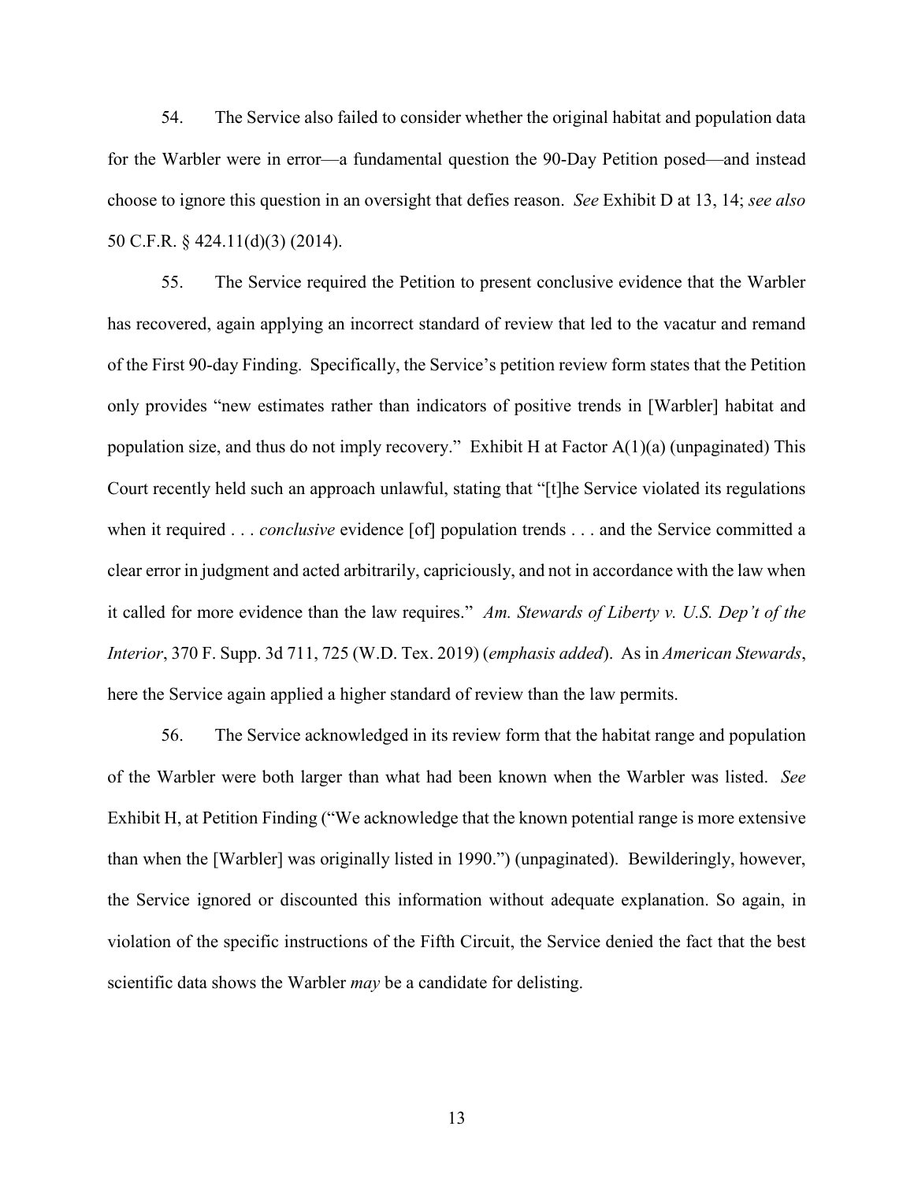54. The Service also failed to consider whether the original habitat and population data for the Warbler were in error—a fundamental question the 90-Day Petition posed—and instead choose to ignore this question in an oversight that defies reason. *See* Exhibit D at 13, 14; *see also* 50 C.F.R. § 424.11(d)(3) (2014).

55. The Service required the Petition to present conclusive evidence that the Warbler has recovered, again applying an incorrect standard of review that led to the vacatur and remand of the First 90-day Finding. Specifically, the Service's petition review form states that the Petition only provides "new estimates rather than indicators of positive trends in [Warbler] habitat and population size, and thus do not imply recovery." Exhibit H at Factor A(1)(a) (unpaginated) This Court recently held such an approach unlawful, stating that "[t]he Service violated its regulations when it required . . . *conclusive* evidence [of] population trends . . . and the Service committed a clear error in judgment and acted arbitrarily, capriciously, and not in accordance with the law when it called for more evidence than the law requires." *Am. Stewards of Liberty v. U.S. Dep't of the Interior*, 370 F. Supp. 3d 711, 725 (W.D. Tex. 2019) (*emphasis added*). As in *American Stewards*, here the Service again applied a higher standard of review than the law permits.

56. The Service acknowledged in its review form that the habitat range and population of the Warbler were both larger than what had been known when the Warbler was listed. *See* Exhibit H, at Petition Finding ("We acknowledge that the known potential range is more extensive than when the [Warbler] was originally listed in 1990.") (unpaginated). Bewilderingly, however, the Service ignored or discounted this information without adequate explanation. So again, in violation of the specific instructions of the Fifth Circuit, the Service denied the fact that the best scientific data shows the Warbler *may* be a candidate for delisting.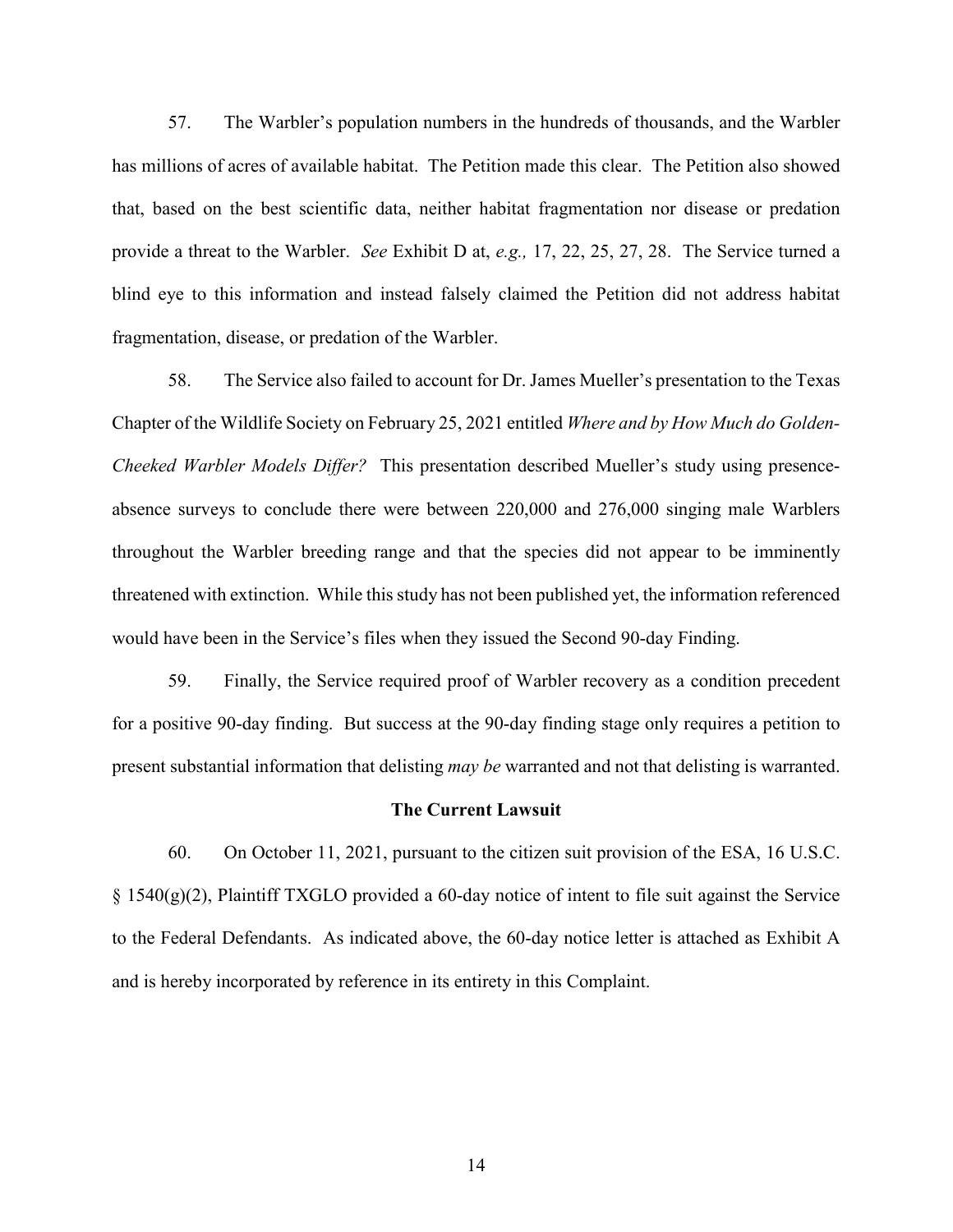57. The Warbler's population numbers in the hundreds of thousands, and the Warbler has millions of acres of available habitat. The Petition made this clear. The Petition also showed that, based on the best scientific data, neither habitat fragmentation nor disease or predation provide a threat to the Warbler. *See* Exhibit D at, *e.g.,* 17, 22, 25, 27, 28. The Service turned a blind eye to this information and instead falsely claimed the Petition did not address habitat fragmentation, disease, or predation of the Warbler.

58. The Service also failed to account for Dr. James Mueller's presentation to the Texas Chapter of the Wildlife Society on February 25, 2021 entitled *Where and by How Much do Golden-Cheeked Warbler Models Differ?* This presentation described Mueller's study using presence-absence surveys to conclude there were between 220,000 and 276,000 singing male Warblers throughout the Warbler breeding range and that the species did not appear to be imminently threatened with extinction. While this study has not been published yet, the information referenced would have been in the Service's files when they issued the Second 90-day Finding.

59. Finally, the Service required proof of Warbler recovery as a condition precedent for a positive 90-day finding. But success at the 90-day finding stage only requires a petition to present substantial information that delisting *may be* warranted and not that delisting is warranted.

**The Current Lawsuit**

60. On October 11, 2021, pursuant to the citizen suit provision of the ESA, 16 U.S.C. § 1540(g)(2), Plaintiff TXGLO provided a 60-day notice of intent to file suit against the Service to the Federal Defendants. As indicated above, the 60-day notice letter is attached as Exhibit A and is hereby incorporated by reference in its entirety in this Complaint.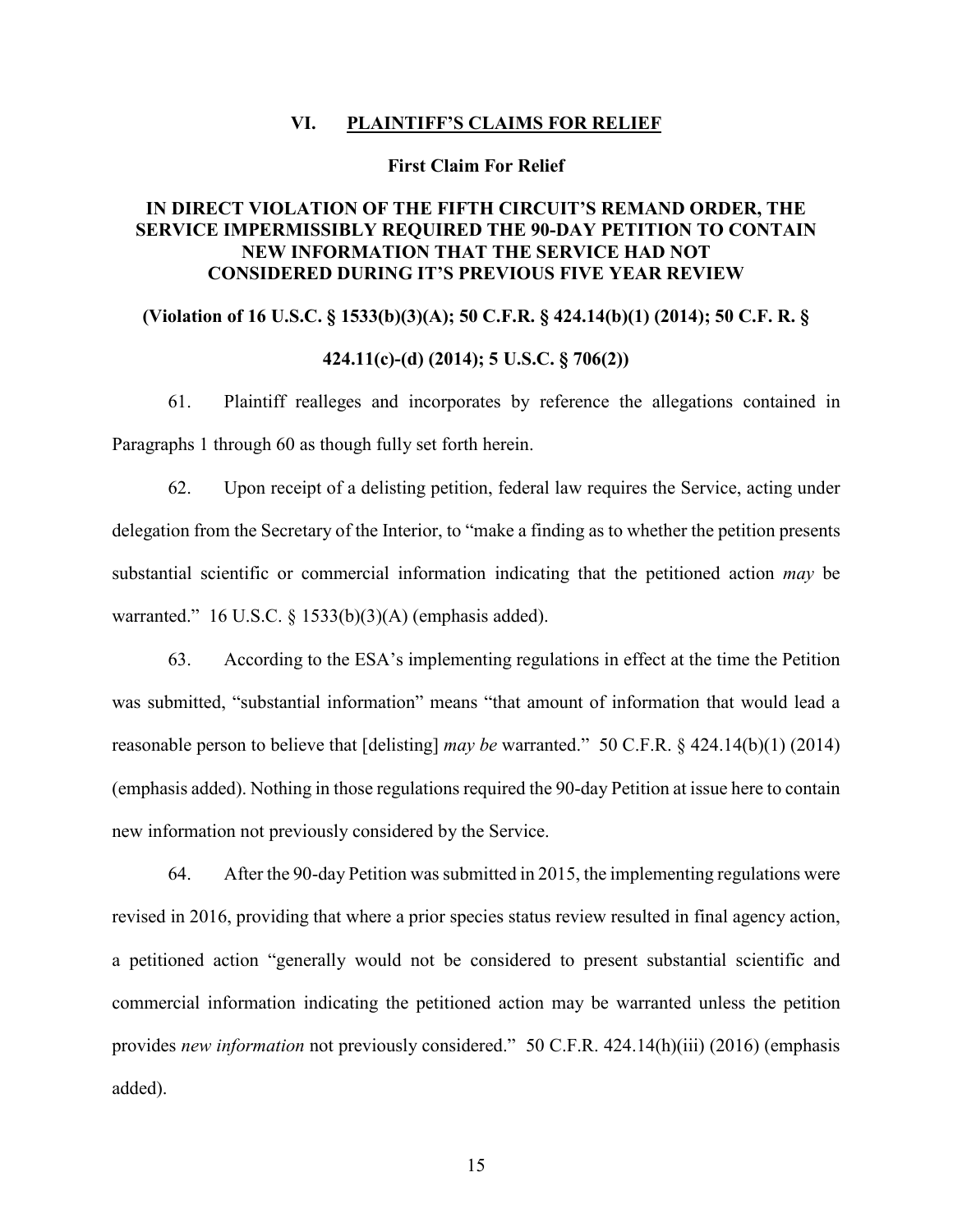## VI. PLAINTIFF'S CLAIMS FOR RELIEF

### First Claim For Relief

### IN DIRECT VIOLATION OF THE FIFTH CIRCUIT'S REMAND ORDER, THE SERVICE IMPERMISSIBLY REQUIRED THE 90-DAY PETITION TO CONTAIN NEW INFORMATION THAT THE SERVICE HAD NOT CONSIDERED DURING IT'S PREVIOUS FIVE YEAR REVIEW

**(Violation of 16 U.S.C. § 1533(b)(3)(A); 50 C.F.R. § 424.14(b)(1) (2014); 50 C.F. R. § 424.11(c)-(d) (2014); 5 U.S.C. § 706(2))**

61. Plaintiff realleges and incorporates by reference the allegations contained in Paragraphs 1 through 60 as though fully set forth herein.

62. Upon receipt of a delisting petition, federal law requires the Service, acting under delegation from the Secretary of the Interior, to "make a finding as to whether the petition presents substantial scientific or commercial information indicating that the petitioned action *may* be warranted." 16 U.S.C. § 1533(b)(3)(A) (emphasis added).

63. According to the ESA's implementing regulations in effect at the time the Petition was submitted, "substantial information" means "that amount of information that would lead a reasonable person to believe that [delisting] *may be* warranted." 50 C.F.R. § 424.14(b)(1) (2014) (emphasis added). Nothing in those regulations required the 90-day Petition at issue here to contain new information not previously considered by the Service.

64. After the 90-day Petition was submitted in 2015, the implementing regulations were revised in 2016, providing that where a prior species status review resulted in final agency action, a petitioned action "generally would not be considered to present substantial scientific and commercial information indicating the petitioned action may be warranted unless the petition provides *new information* not previously considered." 50 C.F.R. 424.14(h)(iii) (2016) (emphasis added).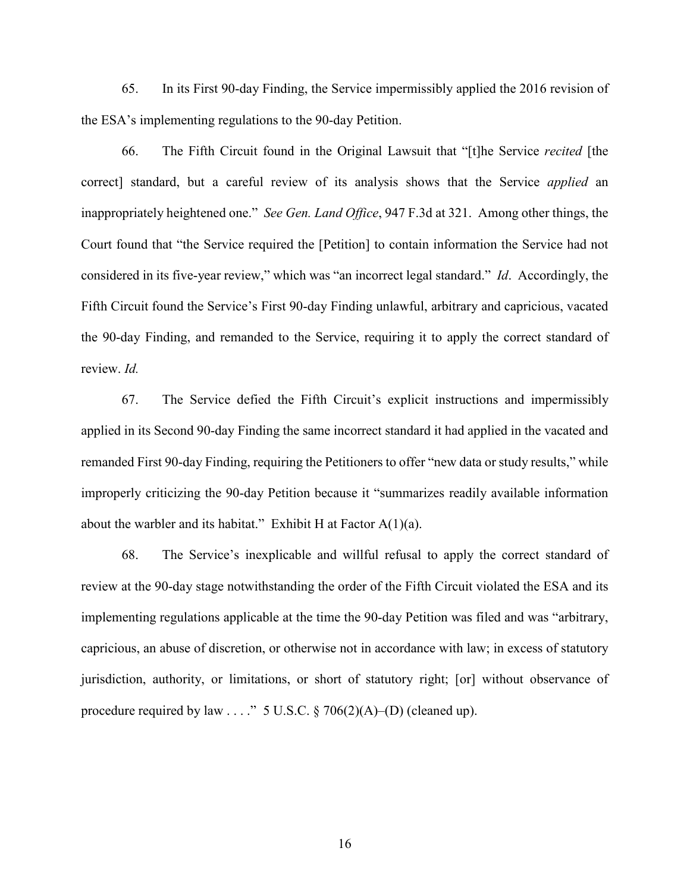65. In its First 90-day Finding, the Service impermissibly applied the 2016 revision of the ESA's implementing regulations to the 90-day Petition.

66. The Fifth Circuit found in the Original Lawsuit that "[t]he Service *recited* [the correct] standard, but a careful review of its analysis shows that the Service *applied* an inappropriately heightened one." *See Gen. Land Office*, 947 F.3d at 321. Among other things, the Court found that "the Service required the [Petition] to contain information the Service had not considered in its five-year review," which was "an incorrect legal standard." *Id*. Accordingly, the Fifth Circuit found the Service's First 90-day Finding unlawful, arbitrary and capricious, vacated the 90-day Finding, and remanded to the Service, requiring it to apply the correct standard of review. *Id.*

67. The Service defied the Fifth Circuit's explicit instructions and impermissibly applied in its Second 90-day Finding the same incorrect standard it had applied in the vacated and remanded First 90-day Finding, requiring the Petitioners to offer "new data or study results," while improperly criticizing the 90-day Petition because it "summarizes readily available information about the warbler and its habitat." Exhibit H at Factor A(1)(a).

68. The Service's inexplicable and willful refusal to apply the correct standard of review at the 90-day stage notwithstanding the order of the Fifth Circuit violated the ESA and its implementing regulations applicable at the time the 90-day Petition was filed and was "arbitrary, capricious, an abuse of discretion, or otherwise not in accordance with law; in excess of statutory jurisdiction, authority, or limitations, or short of statutory right; [or] without observance of procedure required by law . . . ." 5 U.S.C. § 706(2)(A)–(D) (cleaned up).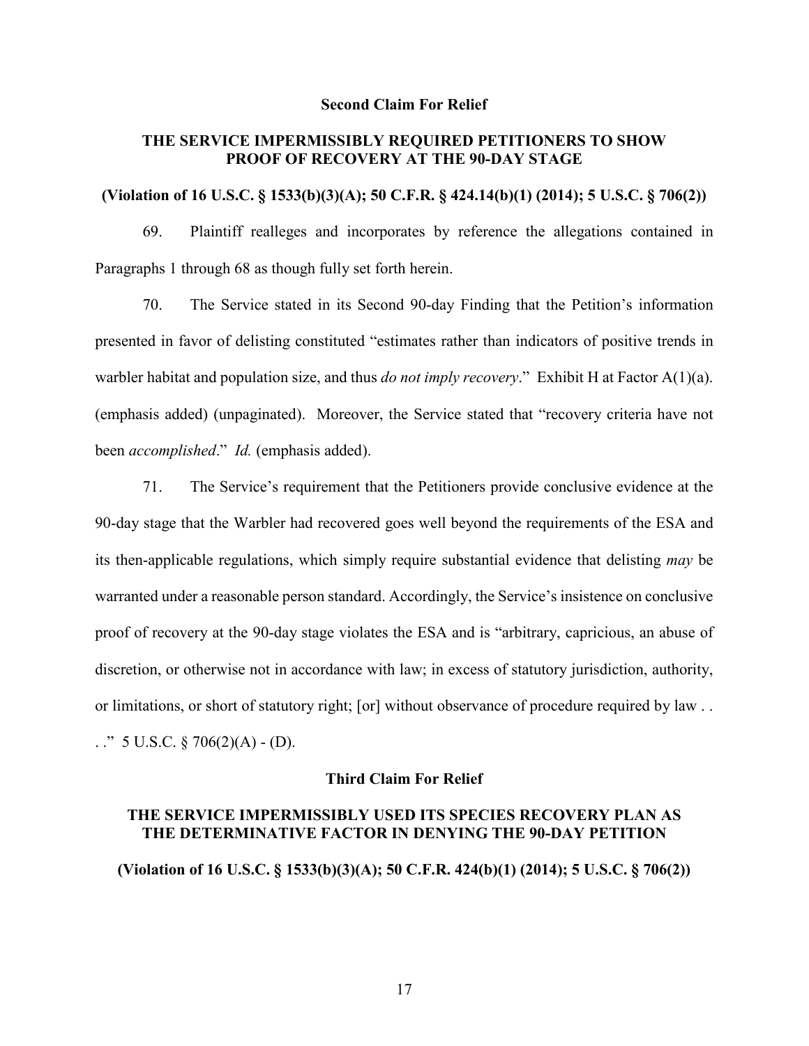**Second Claim For Relief**

**THE SERVICE IMPERMISSIBLY REQUIRED PETITIONERS TO SHOW PROOF OF RECOVERY AT THE 90-DAY STAGE**

**(Violation of 16 U.S.C. § 1533(b)(3)(A); 50 C.F.R. § 424.14(b)(1) (2014); 5 U.S.C. § 706(2))**

69. Plaintiff realleges and incorporates by reference the allegations contained in Paragraphs 1 through 68 as though fully set forth herein.

70. The Service stated in its Second 90-day Finding that the Petition's information presented in favor of delisting constituted "estimates rather than indicators of positive trends in warbler habitat and population size, and thus *do not imply recovery*." Exhibit H at Factor A(1)(a). (emphasis added) (unpaginated). Moreover, the Service stated that "recovery criteria have not been *accomplished*." *Id.* (emphasis added).

71. The Service's requirement that the Petitioners provide conclusive evidence at the 90-day stage that the Warbler had recovered goes well beyond the requirements of the ESA and its then-applicable regulations, which simply require substantial evidence that delisting *may* be warranted under a reasonable person standard. Accordingly, the Service's insistence on conclusive proof of recovery at the 90-day stage violates the ESA and is "arbitrary, capricious, an abuse of discretion, or otherwise not in accordance with law; in excess of statutory jurisdiction, authority, or limitations, or short of statutory right; [or] without observance of procedure required by law . . ." 5 U.S.C. § 706(2)(A) - (D).

**Third Claim For Relief**

**THE SERVICE IMPERMISSIBLY USED ITS SPECIES RECOVERY PLAN AS THE DETERMINATIVE FACTOR IN DENYING THE 90-DAY PETITION**

**(Violation of 16 U.S.C. § 1533(b)(3)(A); 50 C.F.R. 424(b)(1) (2014); 5 U.S.C. § 706(2))**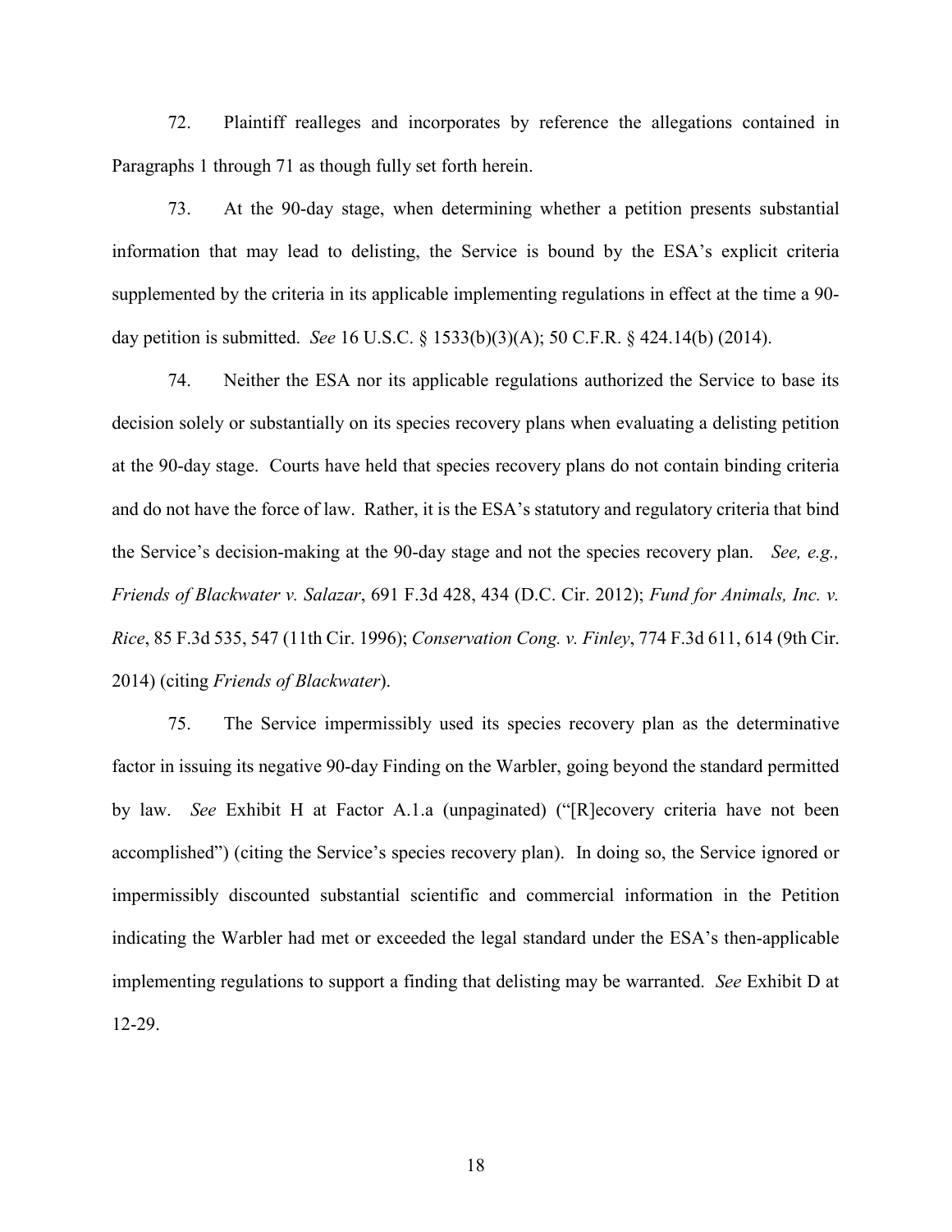72. Plaintiff realleges and incorporates by reference the allegations contained in Paragraphs 1 through 71 as though fully set forth herein.

73. At the 90-day stage, when determining whether a petition presents substantial information that may lead to delisting, the Service is bound by the ESA's explicit criteria supplemented by the criteria in its applicable implementing regulations in effect at the time a 90-day petition is submitted. *See* 16 U.S.C. § 1533(b)(3)(A); 50 C.F.R. § 424.14(b) (2014).

74. Neither the ESA nor its applicable regulations authorized the Service to base its decision solely or substantially on its species recovery plans when evaluating a delisting petition at the 90-day stage. Courts have held that species recovery plans do not contain binding criteria and do not have the force of law. Rather, it is the ESA's statutory and regulatory criteria that bind the Service's decision-making at the 90-day stage and not the species recovery plan. *See, e.g., Friends of Blackwater v. Salazar*, 691 F.3d 428, 434 (D.C. Cir. 2012); *Fund for Animals, Inc. v. Rice*, 85 F.3d 535, 547 (11th Cir. 1996); *Conservation Cong. v. Finley*, 774 F.3d 611, 614 (9th Cir. 2014) (citing *Friends of Blackwater*).

75. The Service impermissibly used its species recovery plan as the determinative factor in issuing its negative 90-day Finding on the Warbler, going beyond the standard permitted by law. *See* Exhibit H at Factor A.1.a (unpaginated) ("[R]ecovery criteria have not been accomplished") (citing the Service's species recovery plan). In doing so, the Service ignored or impermissibly discounted substantial scientific and commercial information in the Petition indicating the Warbler had met or exceeded the legal standard under the ESA's then-applicable implementing regulations to support a finding that delisting may be warranted. *See* Exhibit D at 12-29.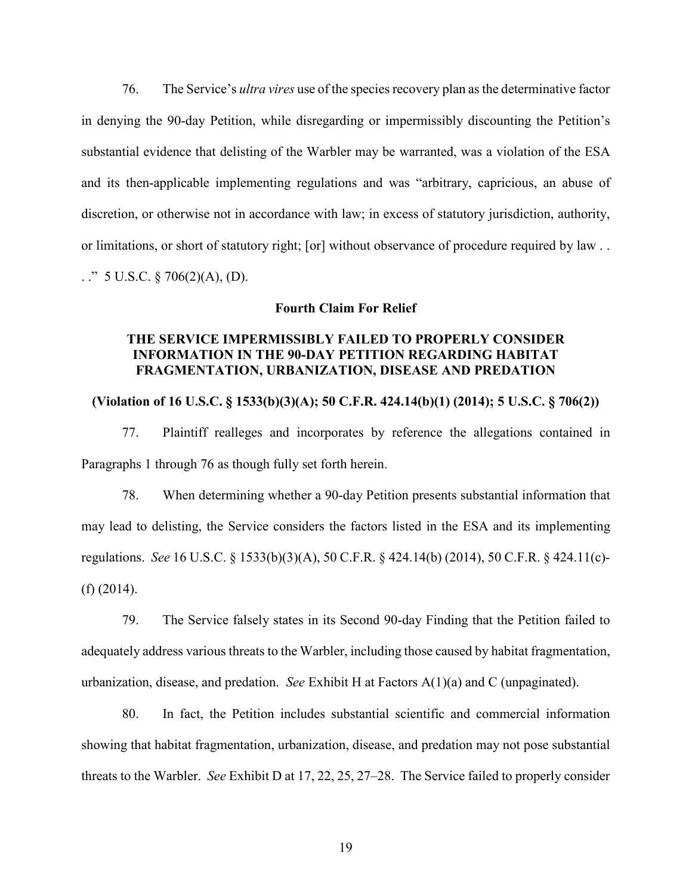76. The Service's *ultra vires* use of the species recovery plan as the determinative factor in denying the 90-day Petition, while disregarding or impermissibly discounting the Petition's substantial evidence that delisting of the Warbler may be warranted, was a violation of the ESA and its then-applicable implementing regulations and was "arbitrary, capricious, an abuse of discretion, or otherwise not in accordance with law; in excess of statutory jurisdiction, authority, or limitations, or short of statutory right; [or] without observance of procedure required by law . . ." 5 U.S.C. § 706(2)(A), (D).

**Fourth Claim For Relief**

**THE SERVICE IMPERMISSIBLY FAILED TO PROPERLY CONSIDER INFORMATION IN THE 90-DAY PETITION REGARDING HABITAT FRAGMENTATION, URBANIZATION, DISEASE AND PREDATION**

**(Violation of 16 U.S.C. § 1533(b)(3)(A); 50 C.F.R. 424.14(b)(1) (2014); 5 U.S.C. § 706(2))**

77. Plaintiff realleges and incorporates by reference the allegations contained in Paragraphs 1 through 76 as though fully set forth herein.

78. When determining whether a 90-day Petition presents substantial information that may lead to delisting, the Service considers the factors listed in the ESA and its implementing regulations. *See* 16 U.S.C. § 1533(b)(3)(A), 50 C.F.R. § 424.14(b) (2014), 50 C.F.R. § 424.11(c)-(f) (2014).

79. The Service falsely states in its Second 90-day Finding that the Petition failed to adequately address various threats to the Warbler, including those caused by habitat fragmentation, urbanization, disease, and predation. *See* Exhibit H at Factors A(1)(a) and C (unpaginated).

80. In fact, the Petition includes substantial scientific and commercial information showing that habitat fragmentation, urbanization, disease, and predation may not pose substantial threats to the Warbler. *See* Exhibit D at 17, 22, 25, 27–28. The Service failed to properly consider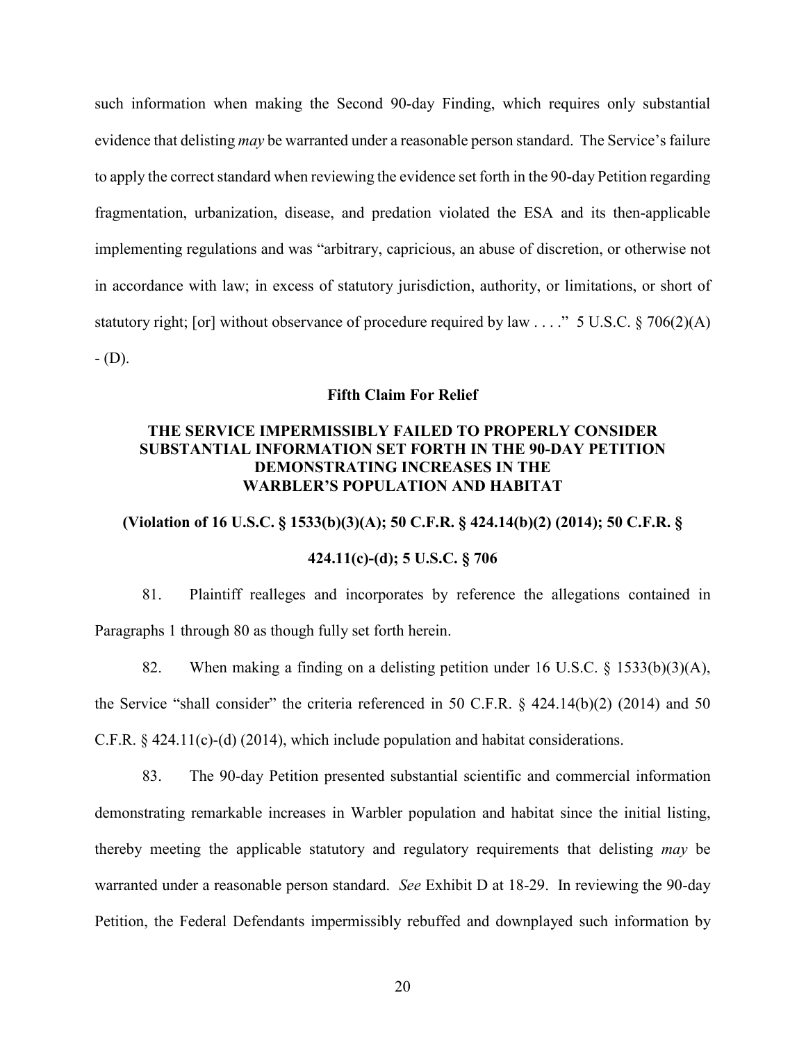such information when making the Second 90-day Finding, which requires only substantial evidence that delisting *may* be warranted under a reasonable person standard. The Service's failure to apply the correct standard when reviewing the evidence set forth in the 90-day Petition regarding fragmentation, urbanization, disease, and predation violated the ESA and its then-applicable implementing regulations and was "arbitrary, capricious, an abuse of discretion, or otherwise not in accordance with law; in excess of statutory jurisdiction, authority, or limitations, or short of statutory right; [or] without observance of procedure required by law . . . ." 5 U.S.C. § 706(2)(A) - (D).

**Fifth Claim For Relief**

**THE SERVICE IMPERMISSIBLY FAILED TO PROPERLY CONSIDER SUBSTANTIAL INFORMATION SET FORTH IN THE 90-DAY PETITION DEMONSTRATING INCREASES IN THE WARBLER'S POPULATION AND HABITAT**

**(Violation of 16 U.S.C. § 1533(b)(3)(A); 50 C.F.R. § 424.14(b)(2) (2014); 50 C.F.R. § 424.11(c)-(d); 5 U.S.C. § 706**

81. Plaintiff realleges and incorporates by reference the allegations contained in Paragraphs 1 through 80 as though fully set forth herein.

82. When making a finding on a delisting petition under 16 U.S.C. § 1533(b)(3)(A), the Service "shall consider" the criteria referenced in 50 C.F.R. § 424.14(b)(2) (2014) and 50 C.F.R. § 424.11(c)-(d) (2014), which include population and habitat considerations.

83. The 90-day Petition presented substantial scientific and commercial information demonstrating remarkable increases in Warbler population and habitat since the initial listing, thereby meeting the applicable statutory and regulatory requirements that delisting *may* be warranted under a reasonable person standard. *See* Exhibit D at 18-29. In reviewing the 90-day Petition, the Federal Defendants impermissibly rebuffed and downplayed such information by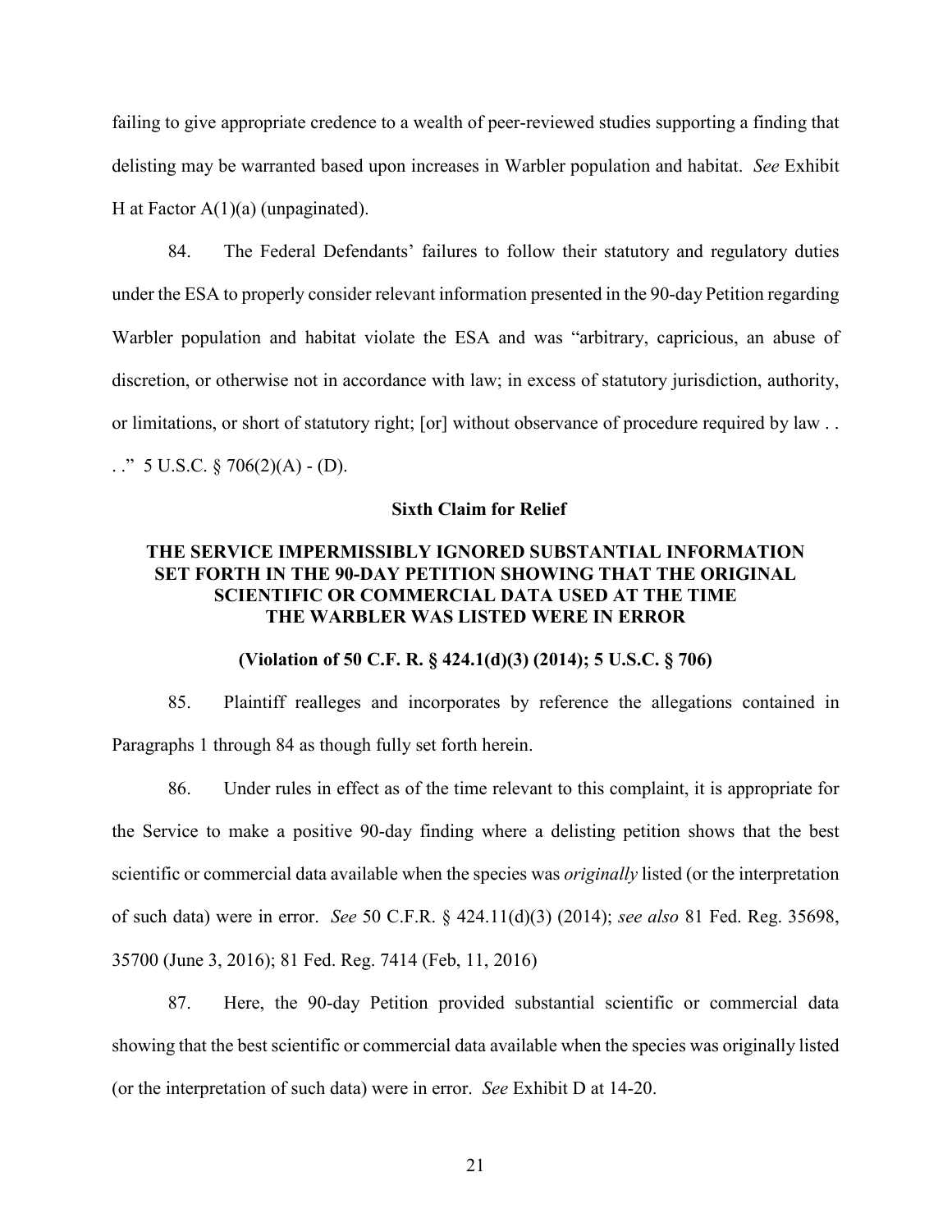failing to give appropriate credence to a wealth of peer-reviewed studies supporting a finding that delisting may be warranted based upon increases in Warbler population and habitat. *See* Exhibit H at Factor A(1)(a) (unpaginated).

84. The Federal Defendants' failures to follow their statutory and regulatory duties under the ESA to properly consider relevant information presented in the 90-day Petition regarding Warbler population and habitat violate the ESA and was "arbitrary, capricious, an abuse of discretion, or otherwise not in accordance with law; in excess of statutory jurisdiction, authority, or limitations, or short of statutory right; [or] without observance of procedure required by law . . ." 5 U.S.C. § 706(2)(A) - (D).

**Sixth Claim for Relief**

**THE SERVICE IMPERMISSIBLY IGNORED SUBSTANTIAL INFORMATION SET FORTH IN THE 90-DAY PETITION SHOWING THAT THE ORIGINAL SCIENTIFIC OR COMMERCIAL DATA USED AT THE TIME THE WARBLER WAS LISTED WERE IN ERROR**

**(Violation of 50 C.F. R. § 424.1(d)(3) (2014); 5 U.S.C. § 706)**

85. Plaintiff realleges and incorporates by reference the allegations contained in Paragraphs 1 through 84 as though fully set forth herein.

86. Under rules in effect as of the time relevant to this complaint, it is appropriate for the Service to make a positive 90-day finding where a delisting petition shows that the best scientific or commercial data available when the species was *originally* listed (or the interpretation of such data) were in error. *See* 50 C.F.R. § 424.11(d)(3) (2014); *see also* 81 Fed. Reg. 35698, 35700 (June 3, 2016); 81 Fed. Reg. 7414 (Feb, 11, 2016)

87. Here, the 90-day Petition provided substantial scientific or commercial data showing that the best scientific or commercial data available when the species was originally listed (or the interpretation of such data) were in error. *See* Exhibit D at 14-20.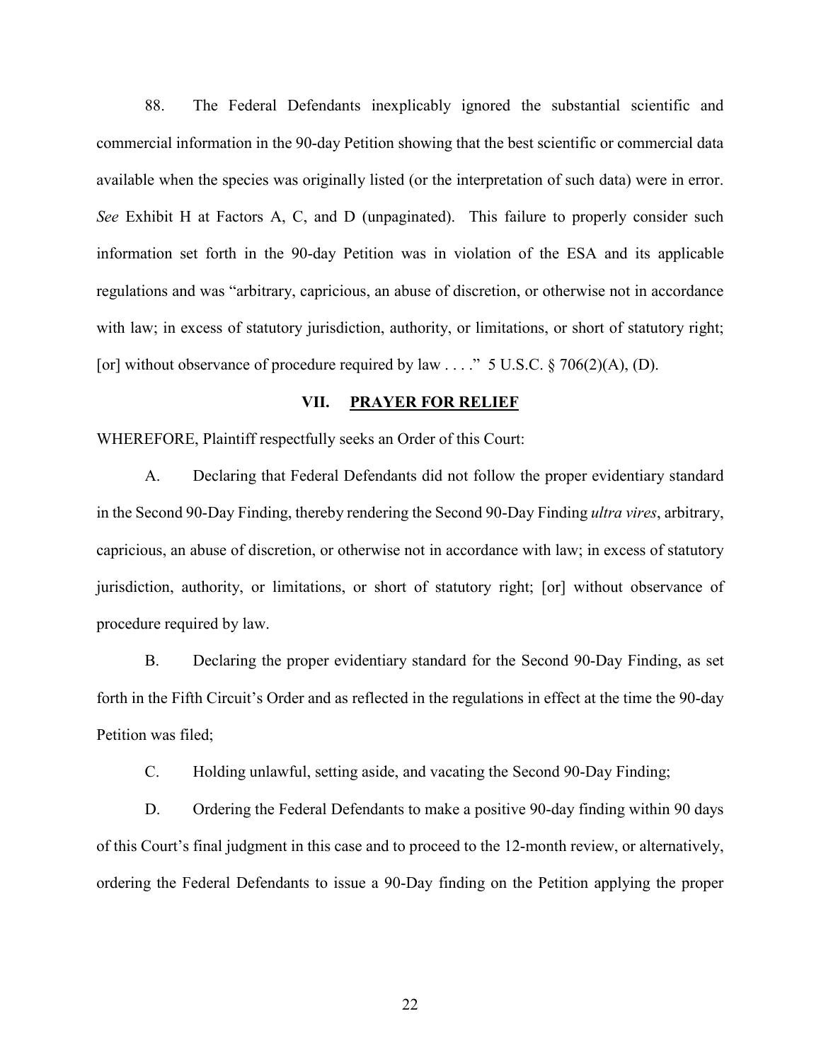88. The Federal Defendants inexplicably ignored the substantial scientific and commercial information in the 90-day Petition showing that the best scientific or commercial data available when the species was originally listed (or the interpretation of such data) were in error. *See* Exhibit H at Factors A, C, and D (unpaginated). This failure to properly consider such information set forth in the 90-day Petition was in violation of the ESA and its applicable regulations and was "arbitrary, capricious, an abuse of discretion, or otherwise not in accordance with law; in excess of statutory jurisdiction, authority, or limitations, or short of statutory right; [or] without observance of procedure required by law . . . ." 5 U.S.C. § 706(2)(A), (D).

## VII. PRAYER FOR RELIEF

WHEREFORE, Plaintiff respectfully seeks an Order of this Court:

A. Declaring that Federal Defendants did not follow the proper evidentiary standard in the Second 90-Day Finding, thereby rendering the Second 90-Day Finding *ultra vires*, arbitrary, capricious, an abuse of discretion, or otherwise not in accordance with law; in excess of statutory jurisdiction, authority, or limitations, or short of statutory right; [or] without observance of procedure required by law.

B. Declaring the proper evidentiary standard for the Second 90-Day Finding, as set forth in the Fifth Circuit's Order and as reflected in the regulations in effect at the time the 90-day Petition was filed;

C. Holding unlawful, setting aside, and vacating the Second 90-Day Finding;

D. Ordering the Federal Defendants to make a positive 90-day finding within 90 days of this Court's final judgment in this case and to proceed to the 12-month review, or alternatively, ordering the Federal Defendants to issue a 90-Day finding on the Petition applying the proper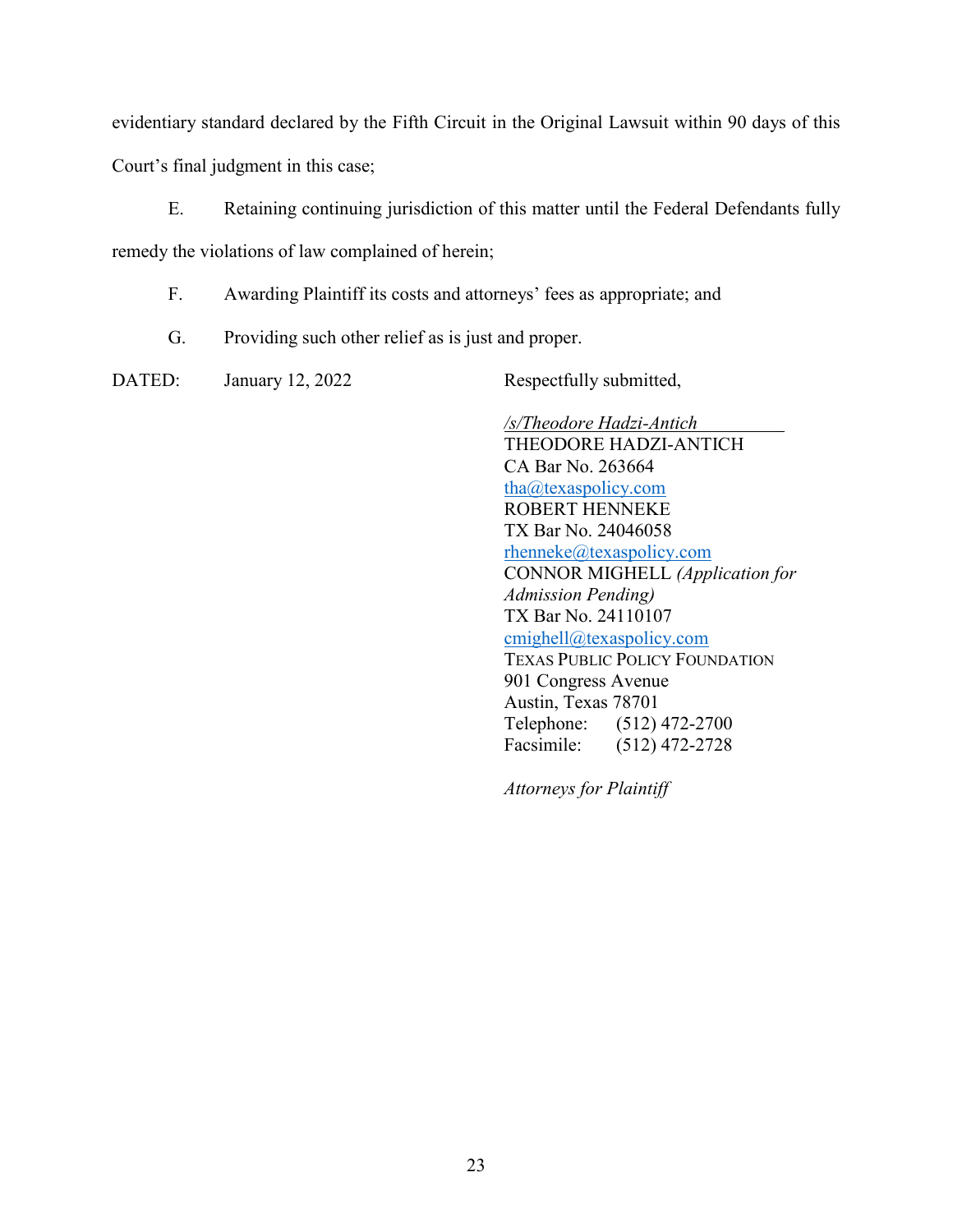evidentiary standard declared by the Fifth Circuit in the Original Lawsuit within 90 days of this Court's final judgment in this case;

E. Retaining continuing jurisdiction of this matter until the Federal Defendants fully remedy the violations of law complained of herein;

F. Awarding Plaintiff its costs and attorneys' fees as appropriate; and

G. Providing such other relief as is just and proper.

DATED: January 12, 2022

Respectfully submitted,

*/s/Theodore Hadzi-Antich*  
THEODORE HADZI-ANTICH  
CA Bar No. 263664  
tha@texaspolicy.com  
ROBERT HENNEKE  
TX Bar No. 24046058  
rhenneke@texaspolicy.com  
CONNOR MIGHELL *(Application for Admission Pending)*  
TX Bar No. 24110107  
cmighell@texaspolicy.com  
TEXAS PUBLIC POLICY FOUNDATION  
901 Congress Avenue  
Austin, Texas 78701  
Telephone: (512) 472-2700  
Facsimile: (512) 472-2728

*Attorneys for Plaintiff*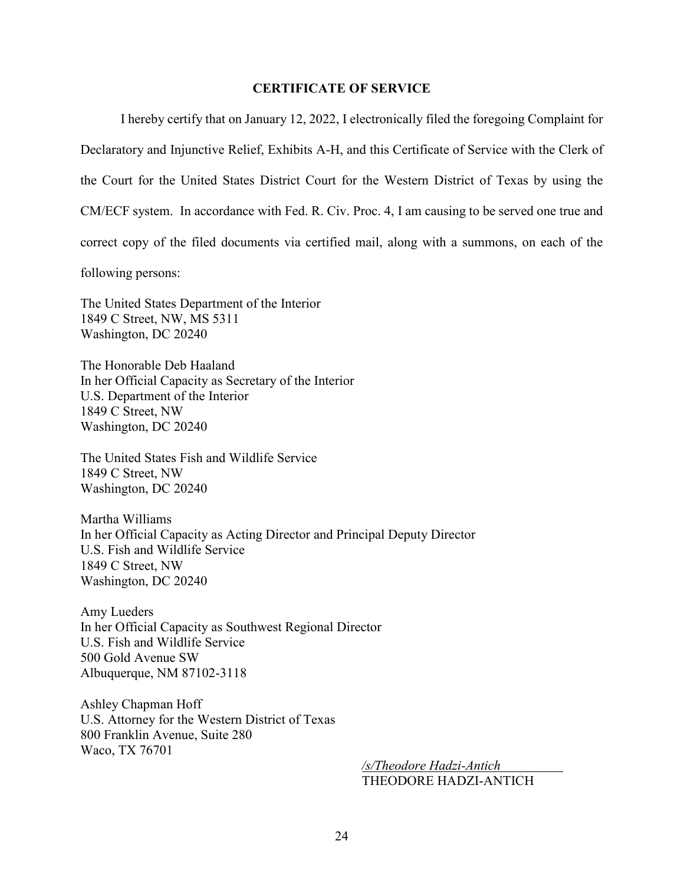## CERTIFICATE OF SERVICE

I hereby certify that on January 12, 2022, I electronically filed the foregoing Complaint for Declaratory and Injunctive Relief, Exhibits A-H, and this Certificate of Service with the Clerk of the Court for the United States District Court for the Western District of Texas by using the CM/ECF system. In accordance with Fed. R. Civ. Proc. 4, I am causing to be served one true and correct copy of the filed documents via certified mail, along with a summons, on each of the following persons:

The United States Department of the Interior
1849 C Street, NW, MS 5311
Washington, DC 20240

The Honorable Deb Haaland
In her Official Capacity as Secretary of the Interior
U.S. Department of the Interior
1849 C Street, NW
Washington, DC 20240

The United States Fish and Wildlife Service
1849 C Street, NW
Washington, DC 20240

Martha Williams
In her Official Capacity as Acting Director and Principal Deputy Director
U.S. Fish and Wildlife Service
1849 C Street, NW
Washington, DC 20240

Amy Lueders
In her Official Capacity as Southwest Regional Director
U.S. Fish and Wildlife Service
500 Gold Avenue SW
Albuquerque, NM 87102-3118

Ashley Chapman Hoff
U.S. Attorney for the Western District of Texas
800 Franklin Avenue, Suite 280
Waco, TX 76701

*/s/Theodore Hadzi-Antich*
THEODORE HADZI-ANTICH